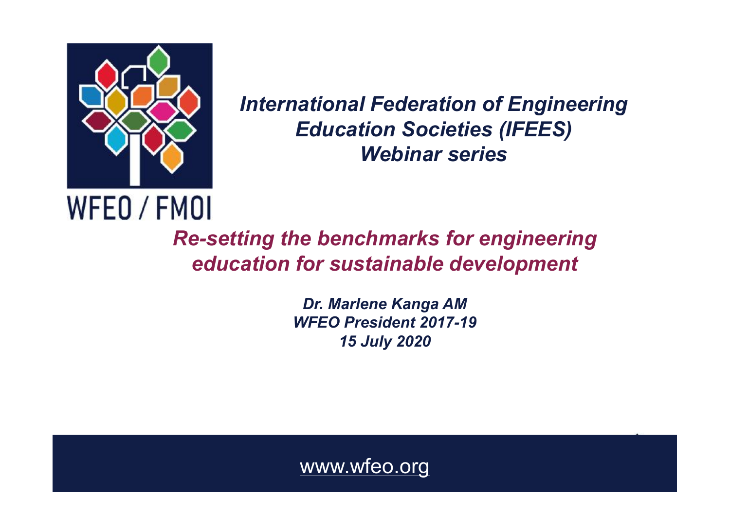WFEO / FMOI

# *International Federation of Engineering Education Societies (IFEES) Webinar series*

## *Re-setting the benchmarks for engineering education for sustainable development*

***Dr. Marlene Kanga AM***
***WFEO President 2017-19***
***15 July 2020***

www.wfeo.org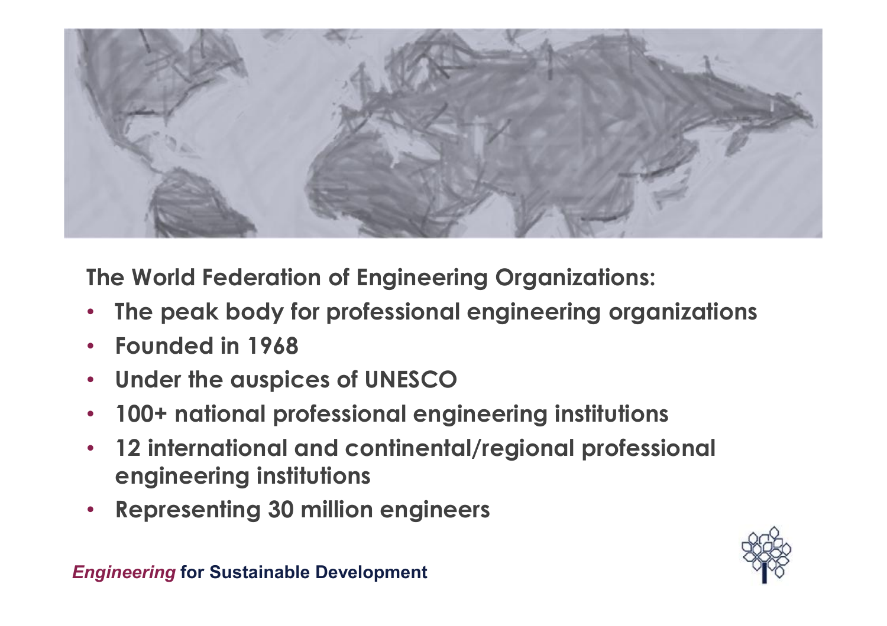The World Federation of Engineering Organizations:

- The peak body for professional engineering organizations
- Founded in 1968
- Under the auspices of UNESCO
- 100+ national professional engineering institutions
- 12 international and continental/regional professional engineering institutions
- Representing 30 million engineers

*Engineering* for Sustainable Development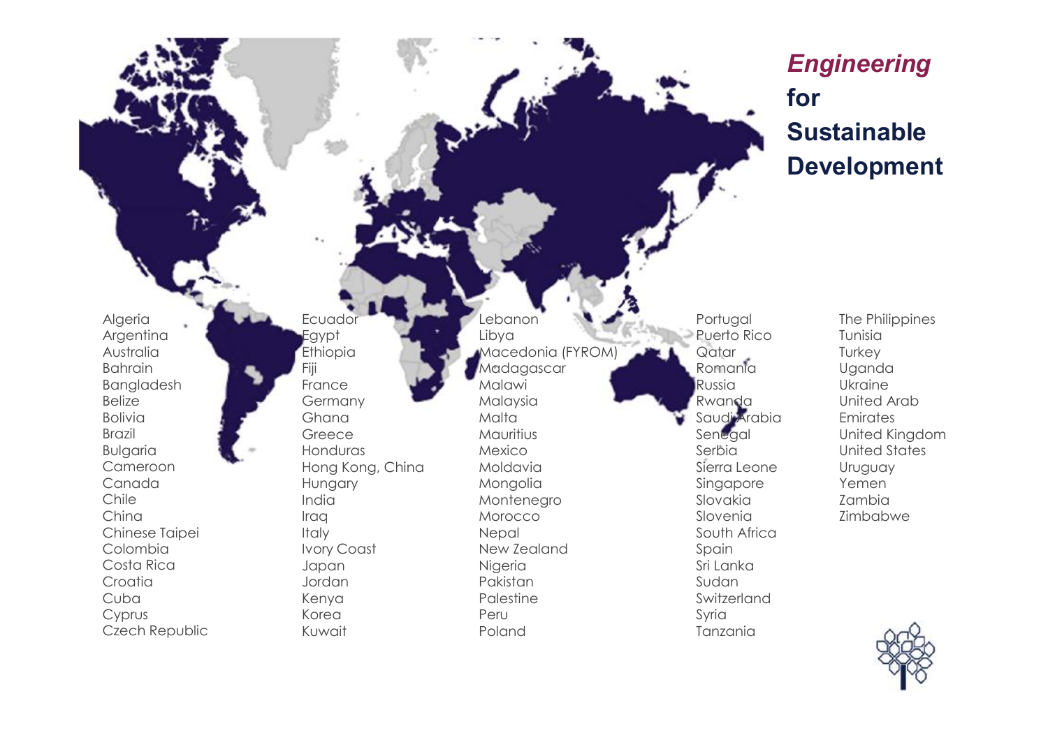# *Engineering* for Sustainable Development

- Algeria
- Argentina
- Australia
- Bahrain
- Bangladesh
- Belize
- Bolivia
- Brazil
- Bulgaria
- Cameroon
- Canada
- Chile
- China
- Chinese Taipei
- Colombia
- Costa Rica
- Croatia
- Cuba
- Cyprus
- Czech Republic
- Ecuador
- Egypt
- Ethiopia
- Fiji
- France
- Germany
- Ghana
- Greece
- Honduras
- Hong Kong, China
- Hungary
- India
- Iraq
- Italy
- Ivory Coast
- Japan
- Jordan
- Kenya
- Korea
- Kuwait
- Lebanon
- Libya
- Macedonia (FYROM)
- Madagascar
- Malawi
- Malaysia
- Malta
- Mauritius
- Mexico
- Moldavia
- Mongolia
- Montenegro
- Morocco
- Nepal
- New Zealand
- Nigeria
- Pakistan
- Palestine
- Peru
- Poland
- Portugal
- Puerto Rico
- Qatar
- Romania
- Russia
- Rwanda
- Saudi Arabia
- Senegal
- Serbia
- Sierra Leone
- Singapore
- Slovakia
- Slovenia
- South Africa
- Spain
- Sri Lanka
- Sudan
- Switzerland
- Syria
- Tanzania
- The Philippines
- Tunisia
- Turkey
- Uganda
- Ukraine
- United Arab Emirates
- United Kingdom
- United States
- Uruguay
- Yemen
- Zambia
- Zimbabwe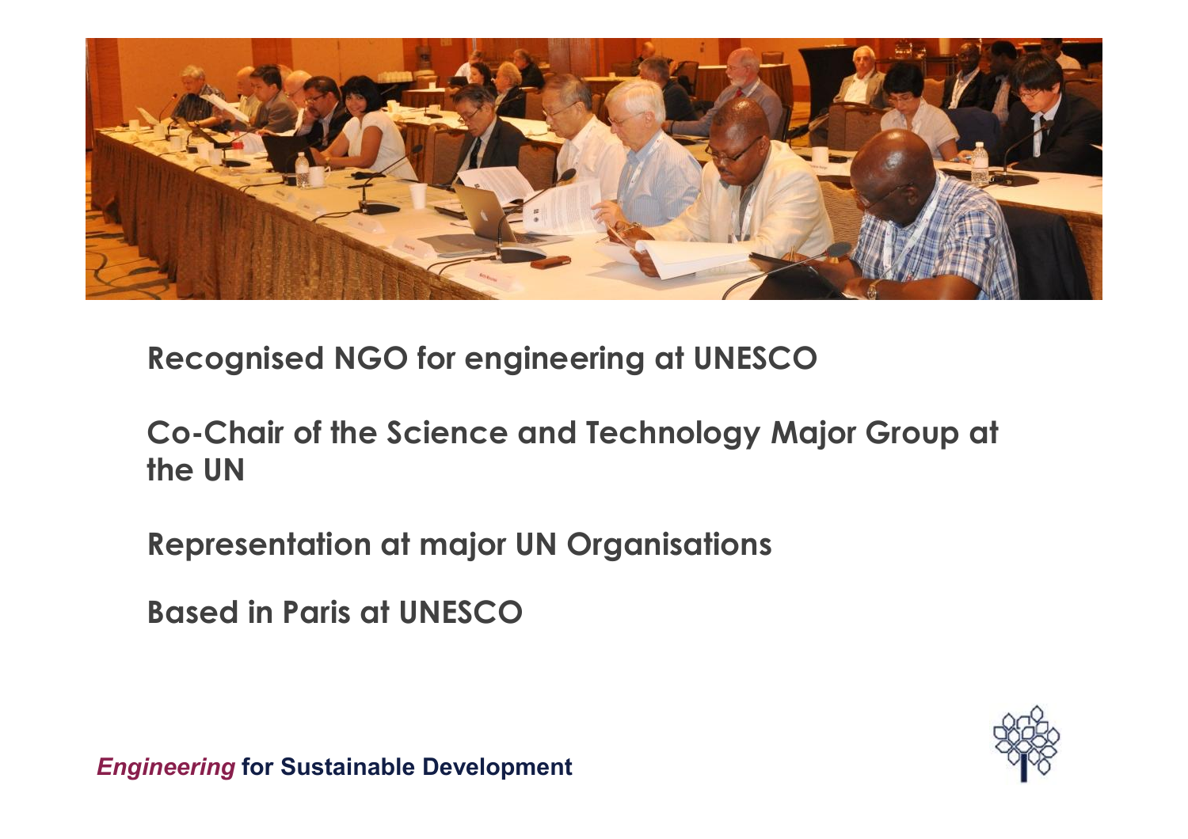Recognised NGO for engineering at UNESCO

Co-Chair of the Science and Technology Major Group at the UN

Representation at major UN Organisations

Based in Paris at UNESCO

*Engineering* **for Sustainable Development**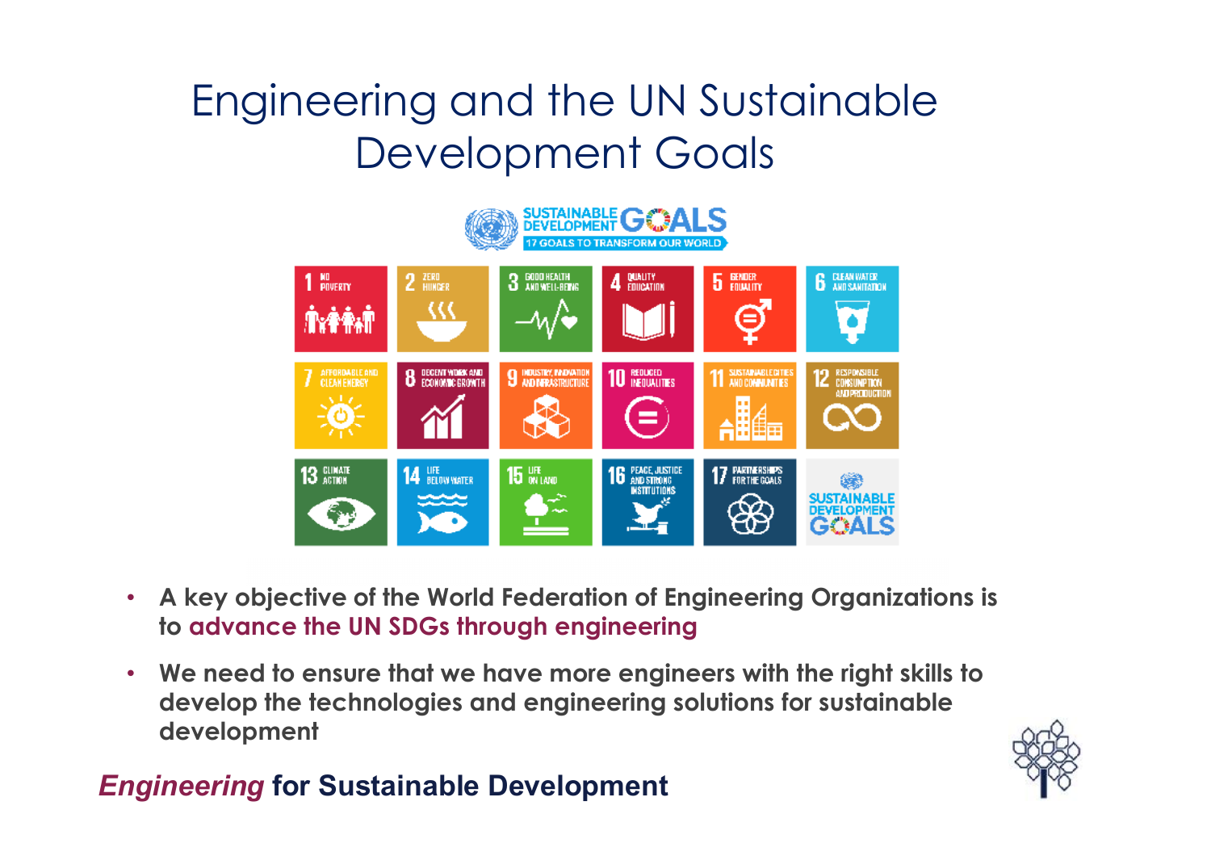# Engineering and the UN Sustainable Development Goals

- **A key objective of the World Federation of Engineering Organizations is to advance the UN SDGs through engineering**
- **We need to ensure that we have more engineers with the right skills to develop the technologies and engineering solutions for sustainable development**

***Engineering* for Sustainable Development**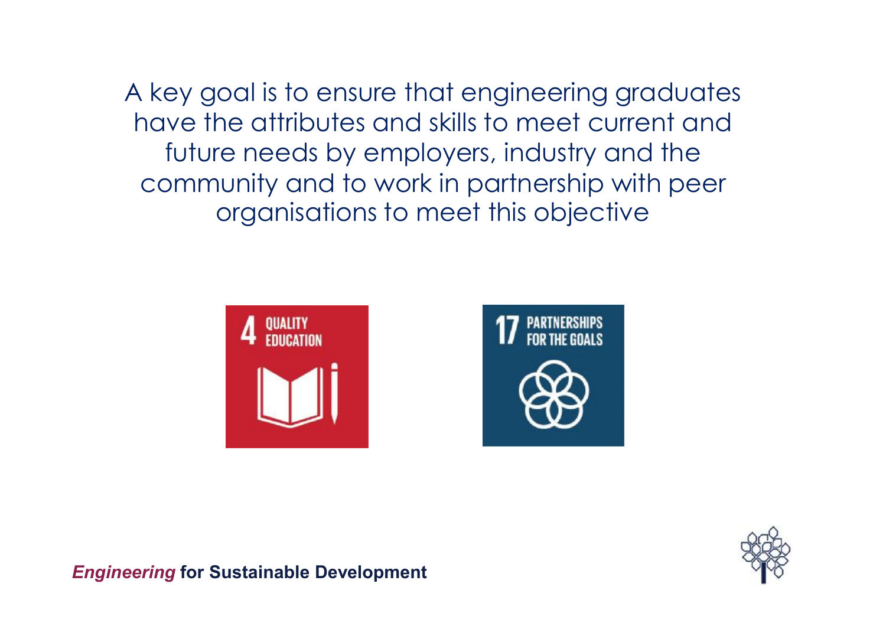A key goal is to ensure that engineering graduates have the attributes and skills to meet current and future needs by employers, industry and the community and to work in partnership with peer organisations to meet this objective

4 QUALITY EDUCATION

17 PARTNERSHIPS FOR THE GOALS

*Engineering* **for Sustainable Development**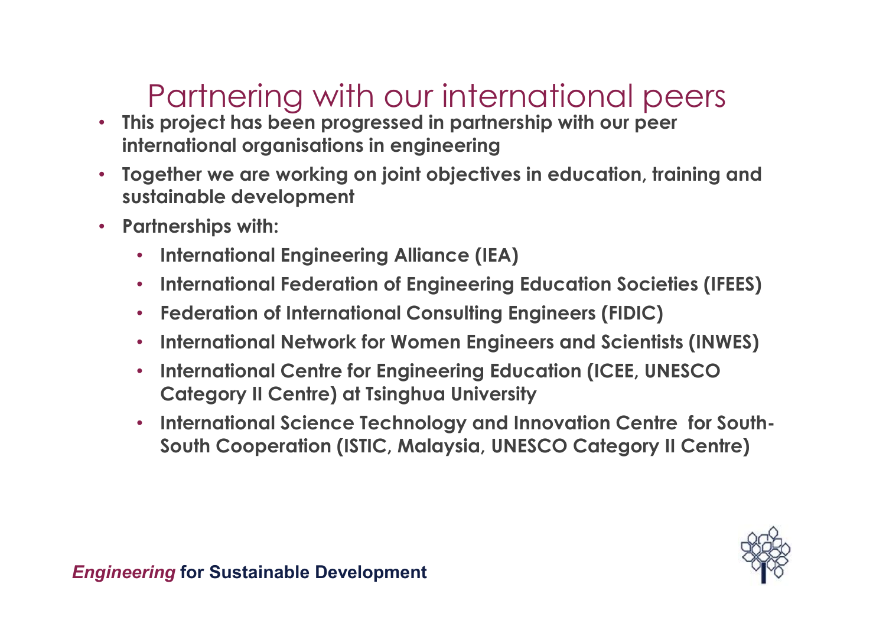# Partnering with our international peers

- **This project has been progressed in partnership with our peer international organisations in engineering**
- **Together we are working on joint objectives in education, training and sustainable development**
- **Partnerships with:**
  - **International Engineering Alliance (IEA)**
  - **International Federation of Engineering Education Societies (IFEES)**
  - **Federation of International Consulting Engineers (FIDIC)**
  - **International Network for Women Engineers and Scientists (INWES)**
  - **International Centre for Engineering Education (ICEE, UNESCO Category II Centre) at Tsinghua University**
  - **International Science Technology and Innovation Centre for South-South Cooperation (ISTIC, Malaysia, UNESCO Category II Centre)**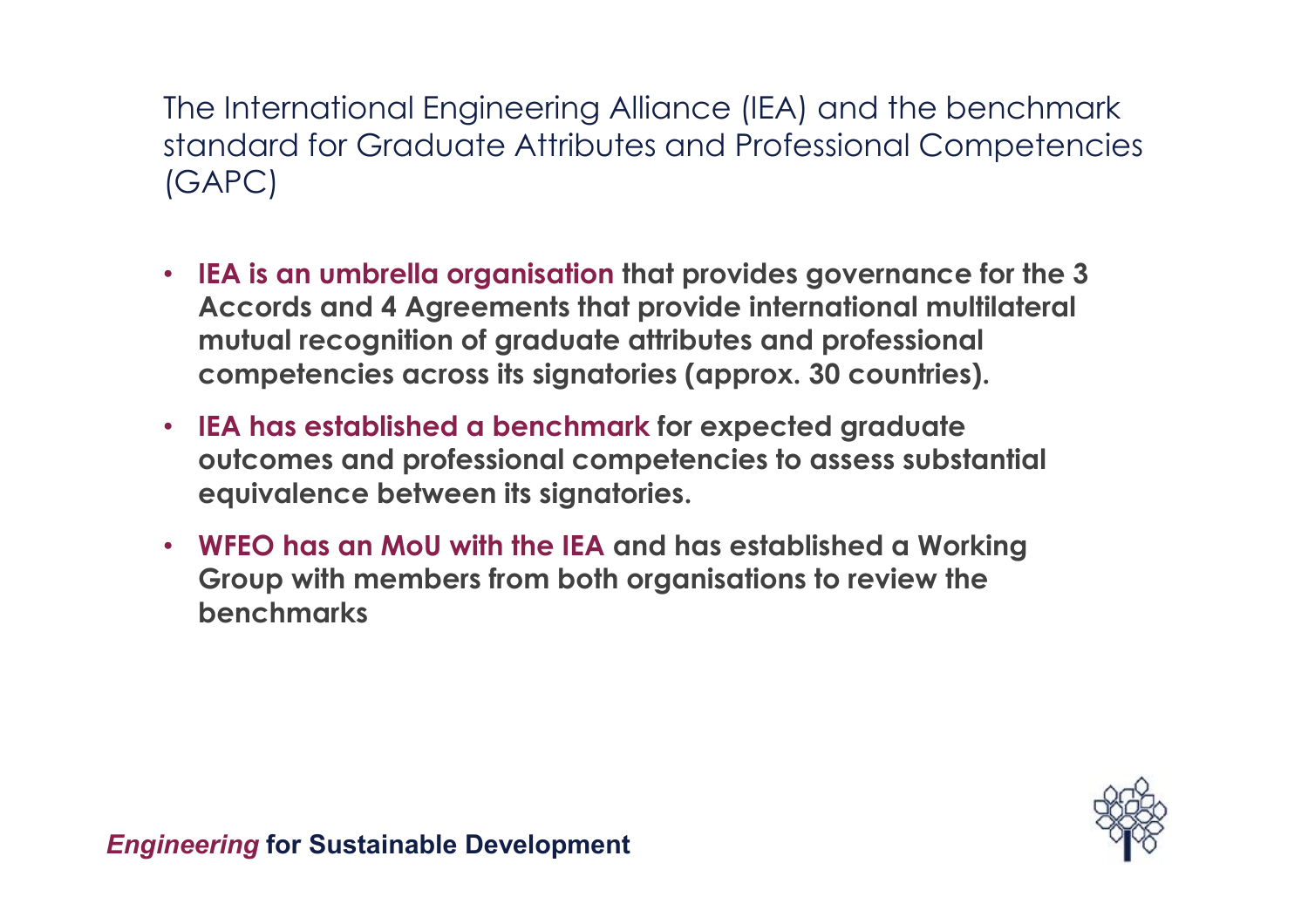## The International Engineering Alliance (IEA) and the benchmark standard for Graduate Attributes and Professional Competencies (GAPC)

- **IEA is an umbrella organisation that provides governance for the 3 Accords and 4 Agreements that provide international multilateral mutual recognition of graduate attributes and professional competencies across its signatories (approx. 30 countries).**
- **IEA has established a benchmark for expected graduate outcomes and professional competencies to assess substantial equivalence between its signatories.**
- **WFEO has an MoU with the IEA and has established a Working Group with members from both organisations to review the benchmarks**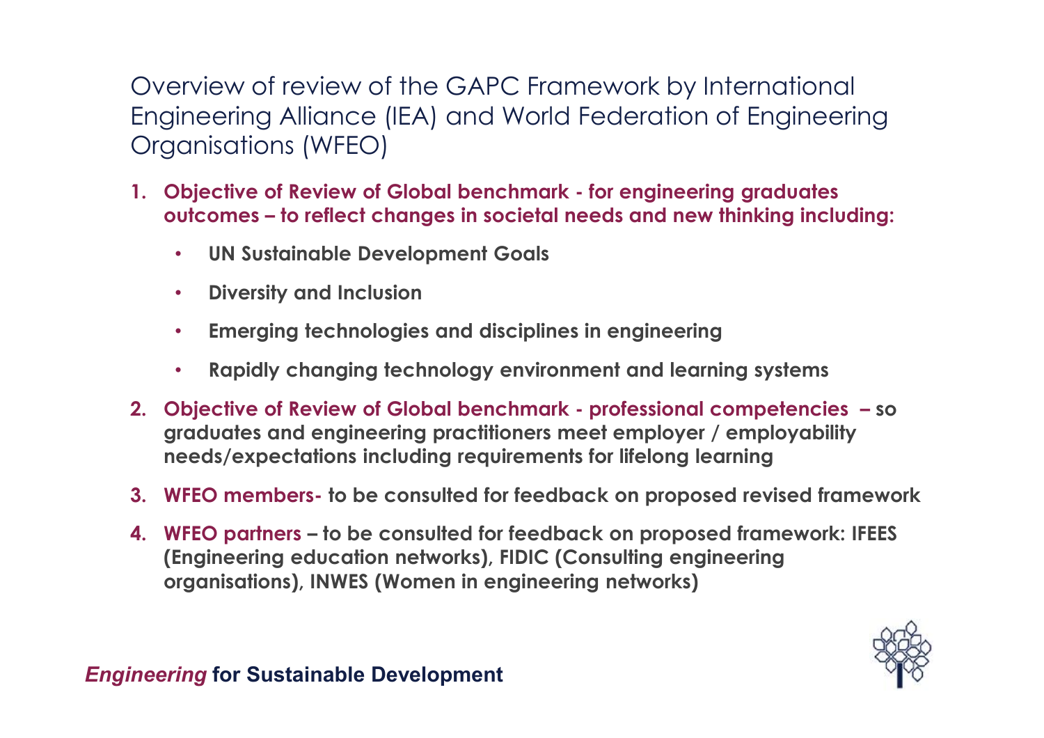# Overview of review of the GAPC Framework by International Engineering Alliance (IEA) and World Federation of Engineering Organisations (WFEO)

1. **Objective of Review of Global benchmark - for engineering graduates outcomes – to reflect changes in societal needs and new thinking including:**
   - **UN Sustainable Development Goals**
   - **Diversity and Inclusion**
   - **Emerging technologies and disciplines in engineering**
   - **Rapidly changing technology environment and learning systems**
2. **Objective of Review of Global benchmark - professional competencies – so graduates and engineering practitioners meet employer / employability needs/expectations including requirements for lifelong learning**
3. **WFEO members- to be consulted for feedback on proposed revised framework**
4. **WFEO partners – to be consulted for feedback on proposed framework: IFEES (Engineering education networks), FIDIC (Consulting engineering organisations), INWES (Women in engineering networks)**

***Engineering*** **for Sustainable Development**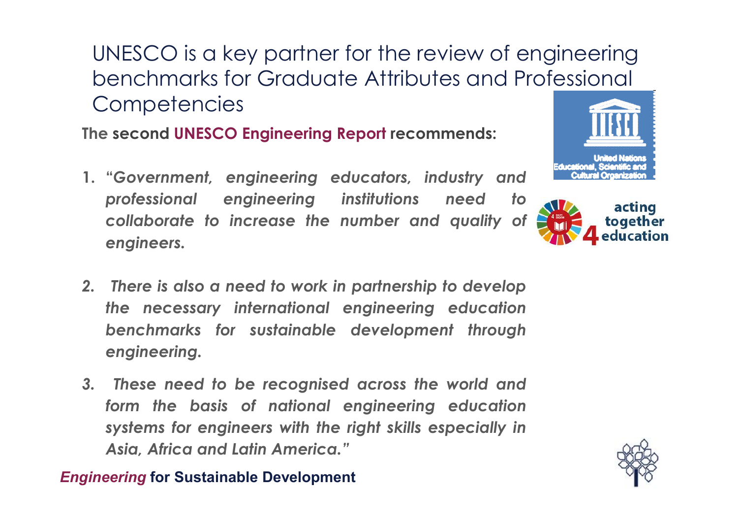# UNESCO is a key partner for the review of engineering benchmarks for Graduate Attributes and Professional Competencies

**The second UNESCO Engineering Report recommends:**

1. ***"Government, engineering educators, industry and professional engineering institutions need to collaborate to increase the number and quality of engineers.***

2. ***There is also a need to work in partnership to develop the necessary international engineering education benchmarks for sustainable development through engineering.***

3. ***These need to be recognised across the world and form the basis of national engineering education systems for engineers with the right skills especially in Asia, Africa and Latin America."***

***Engineering* for Sustainable Development**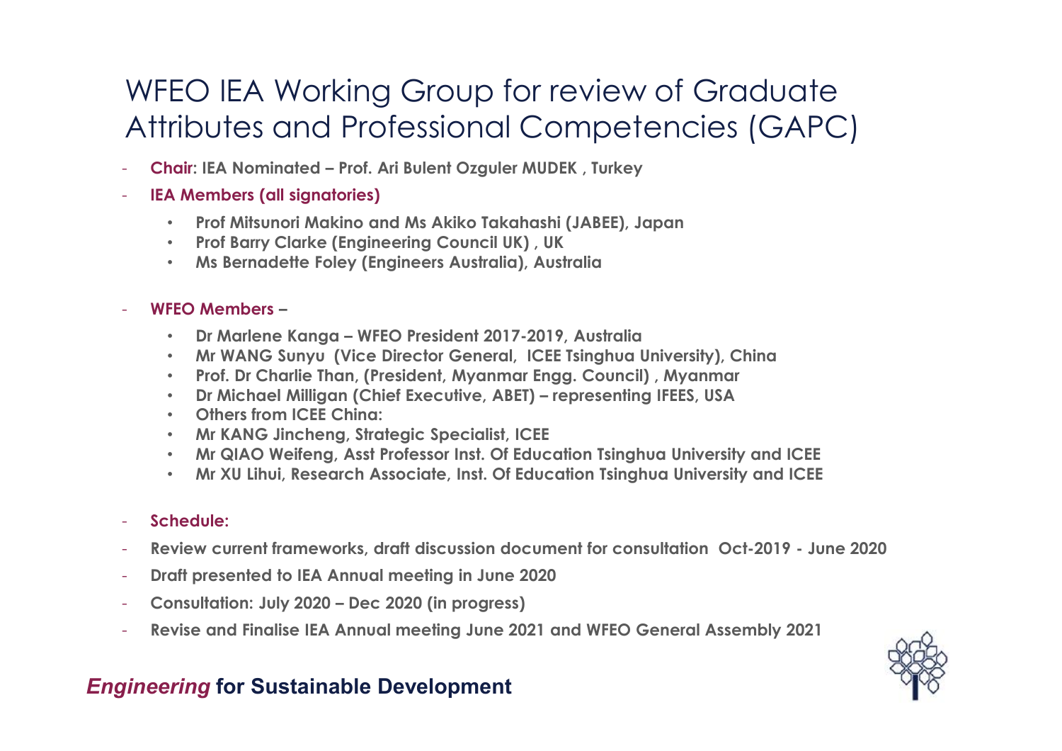# WFEO IEA Working Group for review of Graduate Attributes and Professional Competencies (GAPC)

- **Chair: IEA Nominated – Prof. Ari Bulent Ozguler MUDEK , Turkey**
- **IEA Members (all signatories)**
  - **Prof Mitsunori Makino and Ms Akiko Takahashi (JABEE), Japan**
  - **Prof Barry Clarke (Engineering Council UK) , UK**
  - **Ms Bernadette Foley (Engineers Australia), Australia**
- **WFEO Members –**
  - **Dr Marlene Kanga – WFEO President 2017-2019, Australia**
  - **Mr WANG Sunyu (Vice Director General, ICEE Tsinghua University), China**
  - **Prof. Dr Charlie Than, (President, Myanmar Engg. Council) , Myanmar**
  - **Dr Michael Milligan (Chief Executive, ABET) – representing IFEES, USA**
  - **Others from ICEE China:**
  - **Mr KANG Jincheng, Strategic Specialist, ICEE**
  - **Mr QIAO Weifeng, Asst Professor Inst. Of Education Tsinghua University and ICEE**
  - **Mr XU Lihui, Research Associate, Inst. Of Education Tsinghua University and ICEE**
- **Schedule:**
- **Review current frameworks, draft discussion document for consultation Oct-2019 - June 2020**
- **Draft presented to IEA Annual meeting in June 2020**
- **Consultation: July 2020 – Dec 2020 (in progress)**
- **Revise and Finalise IEA Annual meeting June 2021 and WFEO General Assembly 2021**

***Engineering* for Sustainable Development**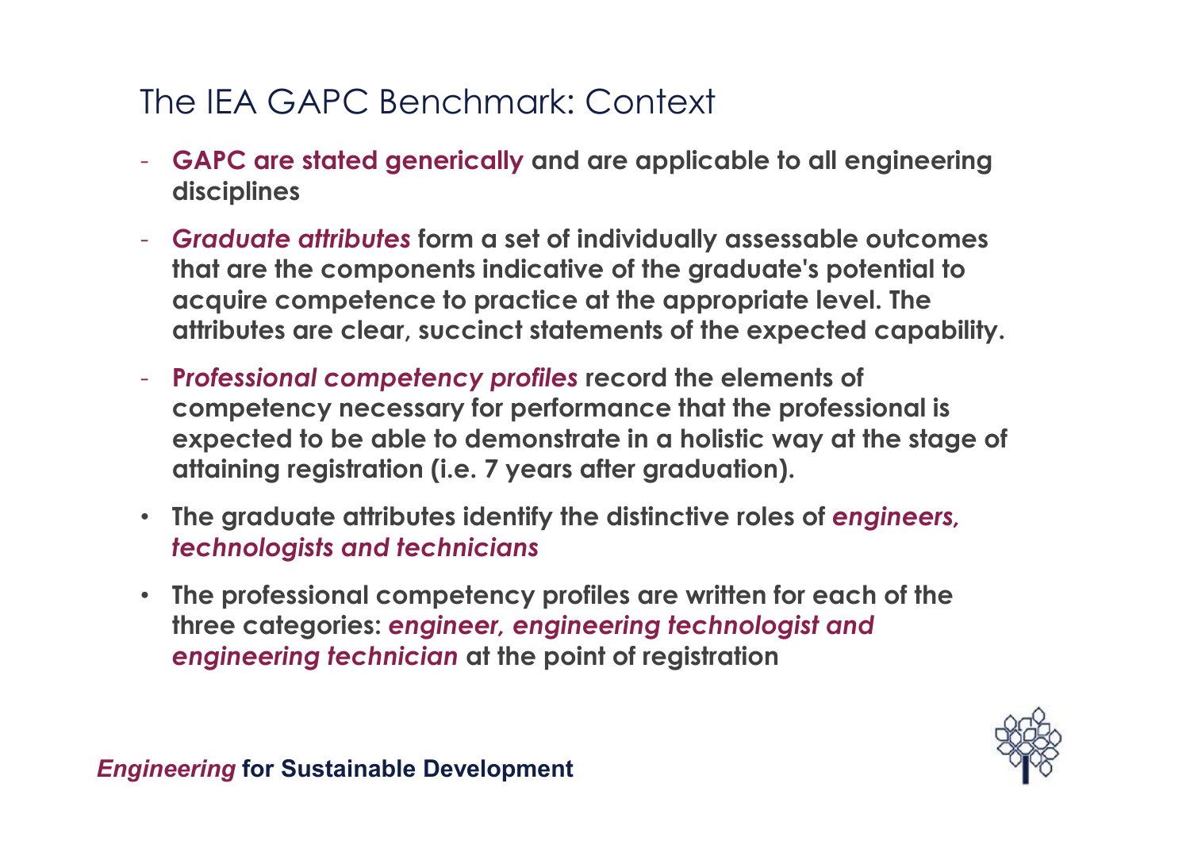# The IEA GAPC Benchmark: Context

- **GAPC are stated generically and are applicable to all engineering disciplines**
- ***Graduate attributes*** **form a set of individually assessable outcomes that are the components indicative of the graduate's potential to acquire competence to practice at the appropriate level. The attributes are clear, succinct statements of the expected capability.**
- ***Professional competency profiles*** **record the elements of competency necessary for performance that the professional is expected to be able to demonstrate in a holistic way at the stage of attaining registration (i.e. 7 years after graduation).**

- **The graduate attributes identify the distinctive roles of *engineers, technologists and technicians***
- **The professional competency profiles are written for each of the three categories: *engineer, engineering technologist and engineering technician* at the point of registration**

*Engineering* **for Sustainable Development**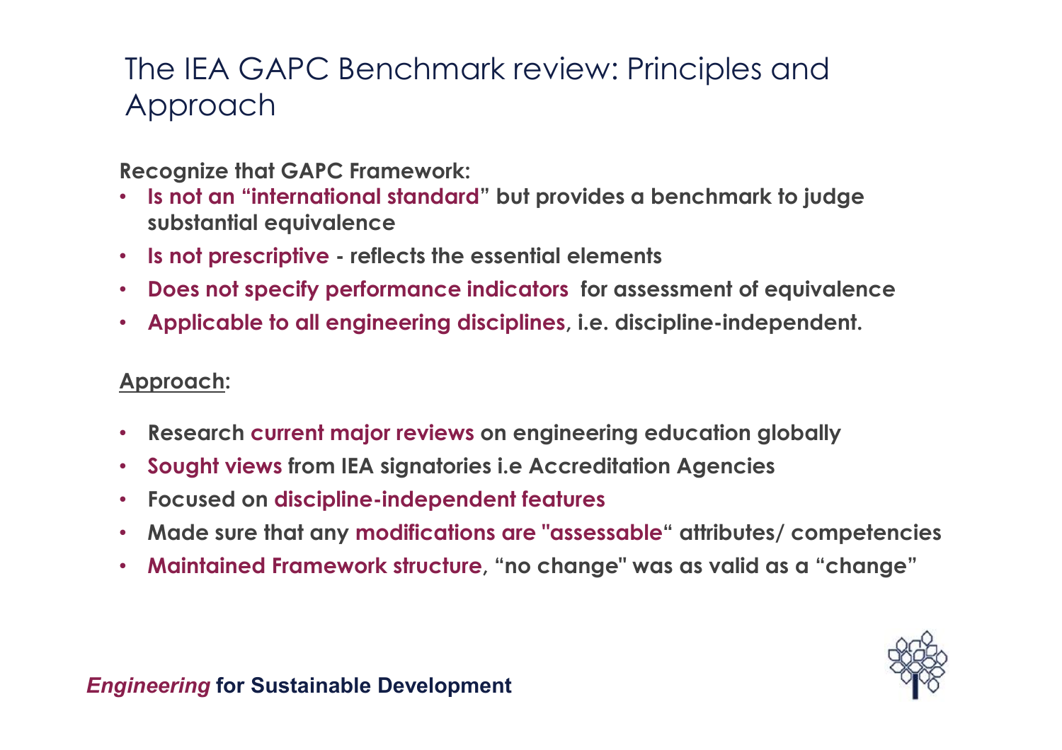# The IEA GAPC Benchmark review: Principles and Approach

**Recognize that GAPC Framework:**

- **Is not an "international standard" but provides a benchmark to judge substantial equivalence**
- **Is not prescriptive - reflects the essential elements**
- **Does not specify performance indicators for assessment of equivalence**
- **Applicable to all engineering disciplines, i.e. discipline-independent.**

**Approach:**

- **Research current major reviews on engineering education globally**
- **Sought views from IEA signatories i.e Accreditation Agencies**
- **Focused on discipline-independent features**
- **Made sure that any modifications are "assessable" attributes/ competencies**
- **Maintained Framework structure, "no change" was as valid as a "change"**

*Engineering* **for Sustainable Development**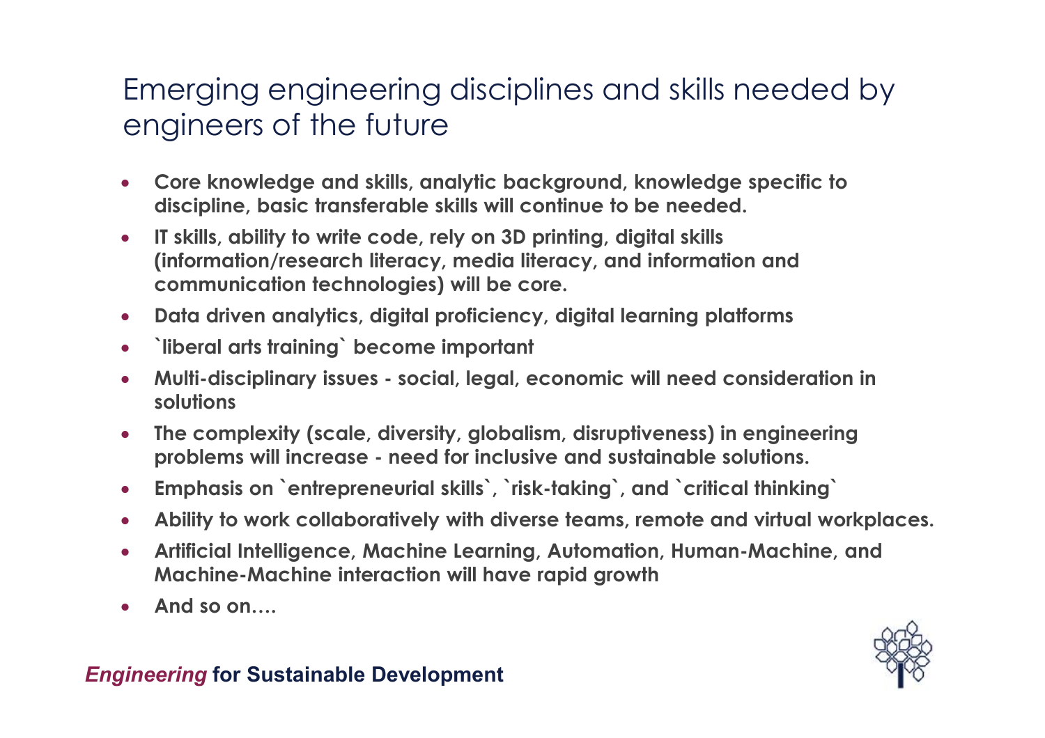# Emerging engineering disciplines and skills needed by engineers of the future

- **Core knowledge and skills, analytic background, knowledge specific to discipline, basic transferable skills will continue to be needed.**
- **IT skills, ability to write code, rely on 3D printing, digital skills (information/research literacy, media literacy, and information and communication technologies) will be core.**
- **Data driven analytics, digital proficiency, digital learning platforms**
- **`liberal arts training` become important**
- **Multi-disciplinary issues - social, legal, economic will need consideration in solutions**
- **The complexity (scale, diversity, globalism, disruptiveness) in engineering problems will increase - need for inclusive and sustainable solutions.**
- **Emphasis on `entrepreneurial skills`, `risk-taking`, and `critical thinking`**
- **Ability to work collaboratively with diverse teams, remote and virtual workplaces.**
- **Artificial Intelligence, Machine Learning, Automation, Human-Machine, and Machine-Machine interaction will have rapid growth**
- **And so on….**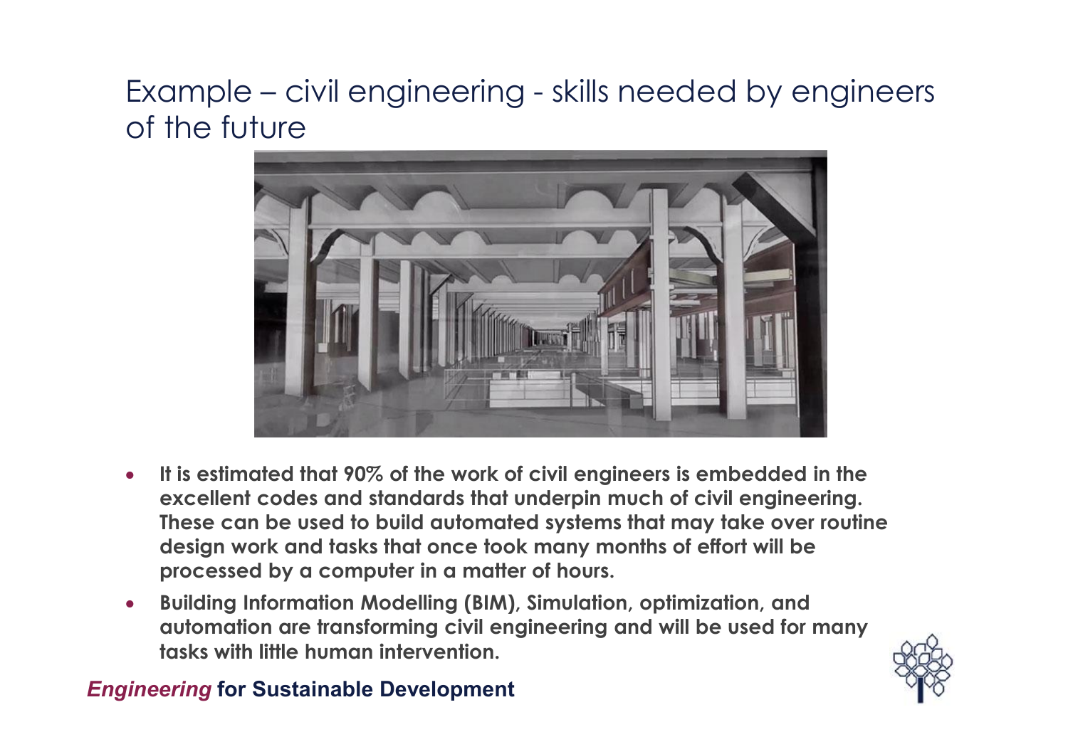# Example – civil engineering - skills needed by engineers of the future

- **It is estimated that 90% of the work of civil engineers is embedded in the excellent codes and standards that underpin much of civil engineering. These can be used to build automated systems that may take over routine design work and tasks that once took many months of effort will be processed by a computer in a matter of hours.**
- **Building Information Modelling (BIM), Simulation, optimization, and automation are transforming civil engineering and will be used for many tasks with little human intervention.**

***Engineering*** **for Sustainable Development**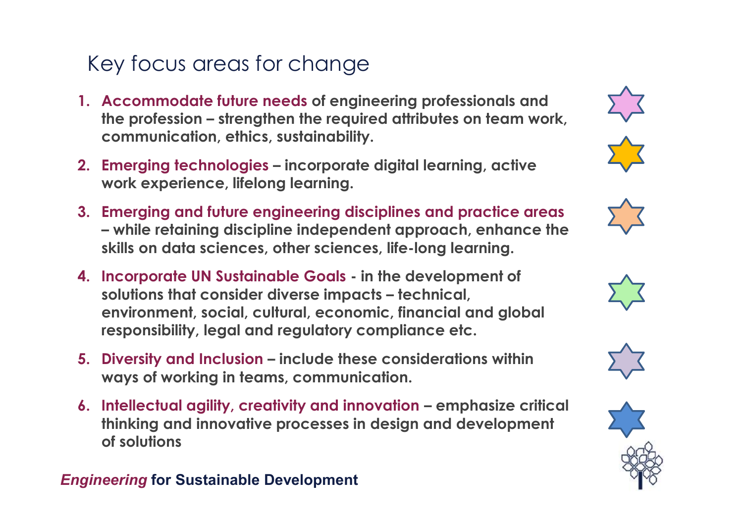## Key focus areas for change

1. **Accommodate future needs of engineering professionals and the profession – strengthen the required attributes on team work, communication, ethics, sustainability.**
2. **Emerging technologies – incorporate digital learning, active work experience, lifelong learning.**
3. **Emerging and future engineering disciplines and practice areas – while retaining discipline independent approach, enhance the skills on data sciences, other sciences, life-long learning.**
4. **Incorporate UN Sustainable Goals - in the development of solutions that consider diverse impacts – technical, environment, social, cultural, economic, financial and global responsibility, legal and regulatory compliance etc.**
5. **Diversity and Inclusion – include these considerations within ways of working in teams, communication.**
6. **Intellectual agility, creativity and innovation – emphasize critical thinking and innovative processes in design and development of solutions**

***Engineering* for Sustainable Development**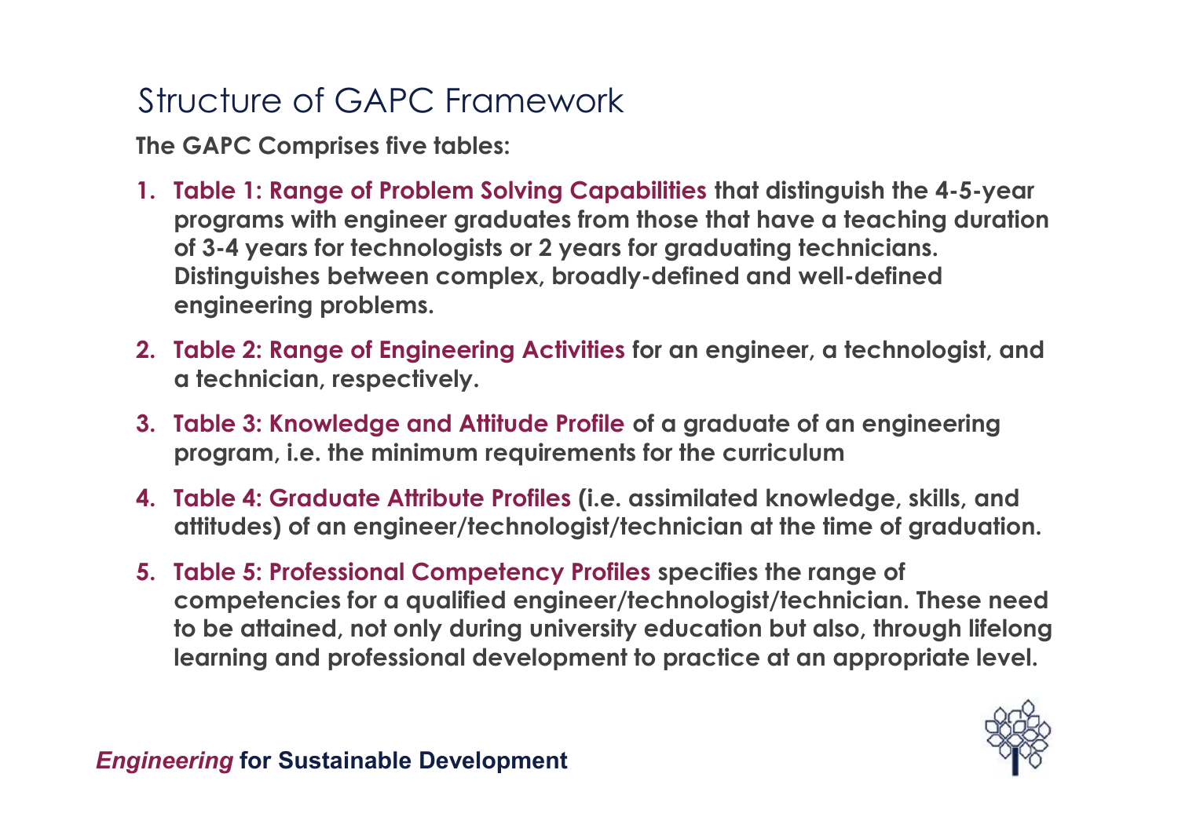# Structure of GAPC Framework

**The GAPC Comprises five tables:**

1. **Table 1: Range of Problem Solving Capabilities that distinguish the 4-5-year programs with engineer graduates from those that have a teaching duration of 3-4 years for technologists or 2 years for graduating technicians. Distinguishes between complex, broadly-defined and well-defined engineering problems.**
2. **Table 2: Range of Engineering Activities for an engineer, a technologist, and a technician, respectively.**
3. **Table 3: Knowledge and Attitude Profile of a graduate of an engineering program, i.e. the minimum requirements for the curriculum**
4. **Table 4: Graduate Attribute Profiles (i.e. assimilated knowledge, skills, and attitudes) of an engineer/technologist/technician at the time of graduation.**
5. **Table 5: Professional Competency Profiles specifies the range of competencies for a qualified engineer/technologist/technician. These need to be attained, not only during university education but also, through lifelong learning and professional development to practice at an appropriate level.**

***Engineering* for Sustainable Development**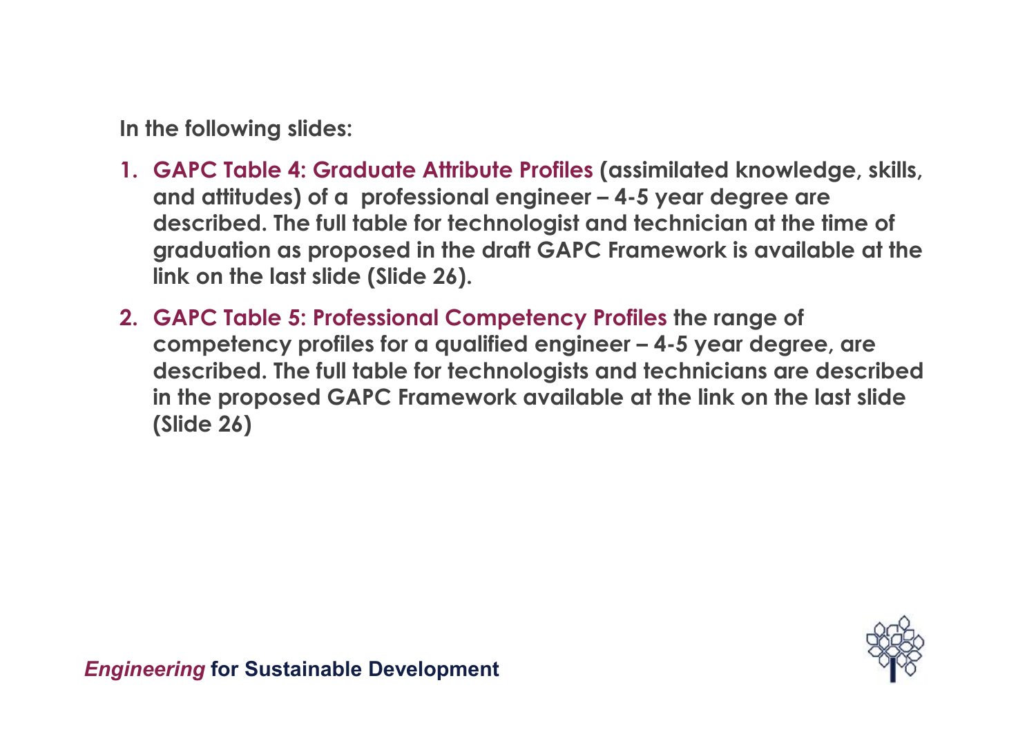**In the following slides:**

1. **GAPC Table 4: Graduate Attribute Profiles (assimilated knowledge, skills, and attitudes) of a professional engineer – 4-5 year degree are described. The full table for technologist and technician at the time of graduation as proposed in the draft GAPC Framework is available at the link on the last slide (Slide 26).**
2. **GAPC Table 5: Professional Competency Profiles the range of competency profiles for a qualified engineer – 4-5 year degree, are described. The full table for technologists and technicians are described in the proposed GAPC Framework available at the link on the last slide (Slide 26)**

***Engineering* for Sustainable Development**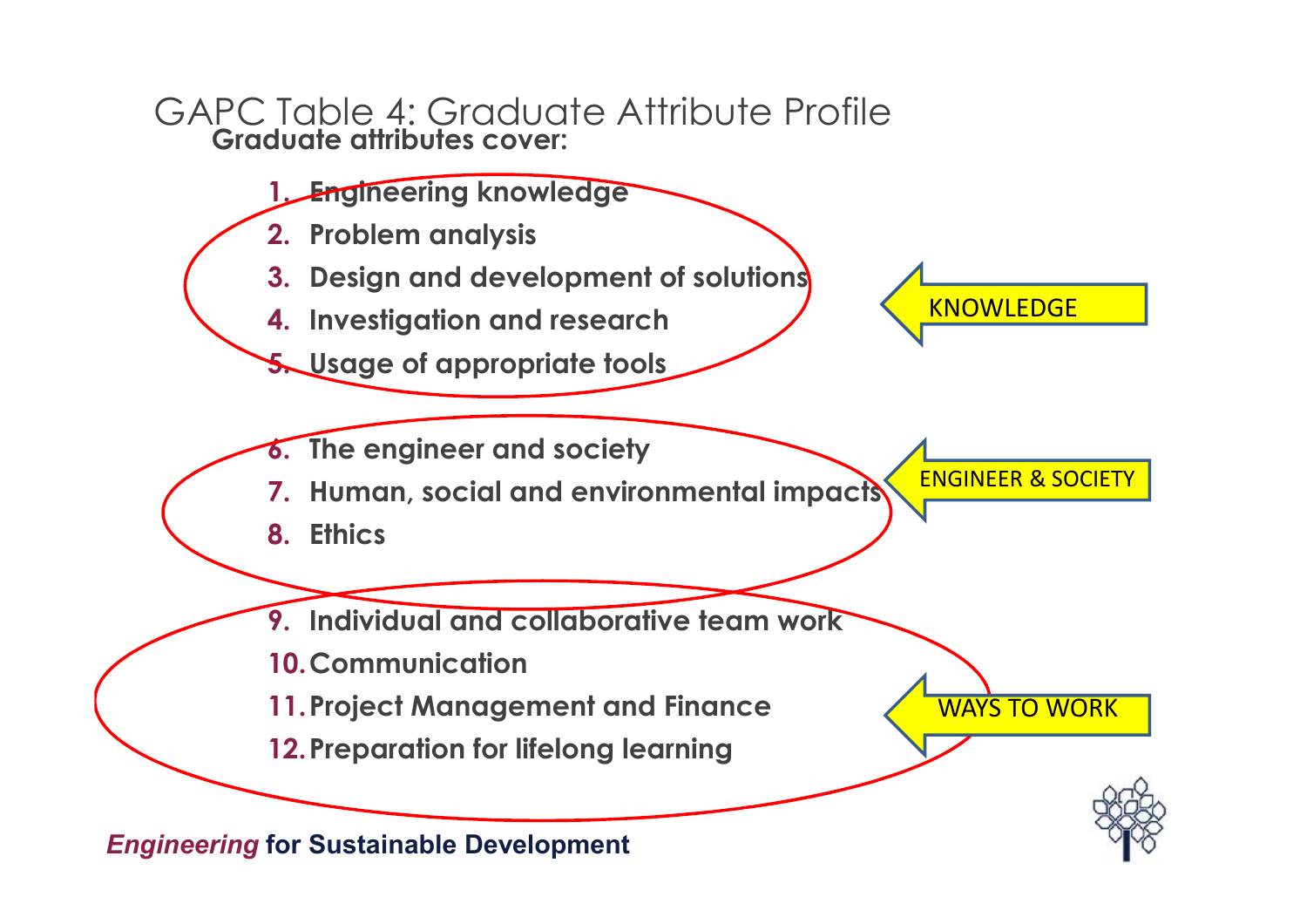# GAPC Table 4: Graduate Attribute Profile

**Graduate attributes cover:**

1. **Engineering knowledge**
2. **Problem analysis**
3. **Design and development of solutions**
4. **Investigation and research**
5. **Usage of appropriate tools**

KNOWLEDGE

6. **The engineer and society**
7. **Human, social and environmental impacts**
8. **Ethics**

ENGINEER & SOCIETY

9. **Individual and collaborative team work**
10. **Communication**
11. **Project Management and Finance**
12. **Preparation for lifelong learning**

WAYS TO WORK

***Engineering* for Sustainable Development**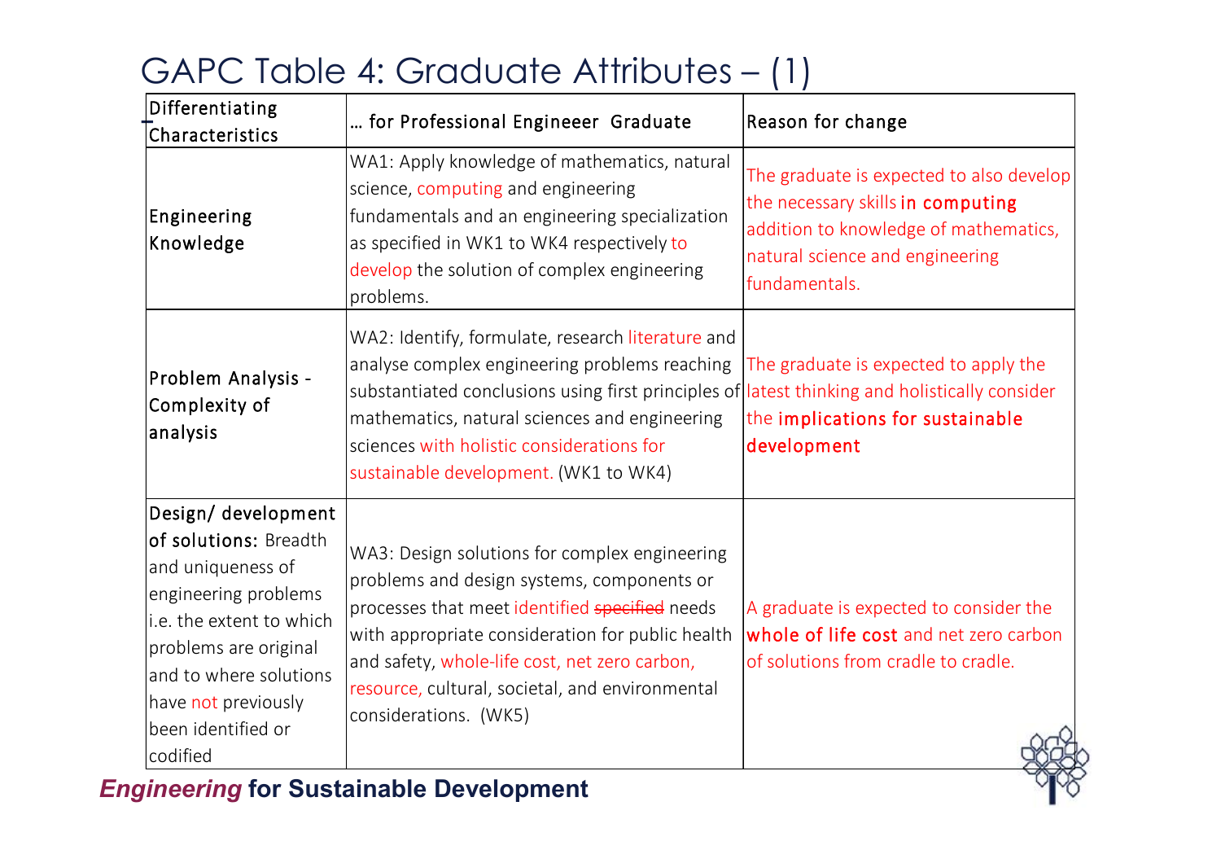# GAPC Table 4: Graduate Attributes – (1)

| Differentiating Characteristics | … for Professional Engineeer Graduate | Reason for change |
|---|---|---|
| Engineering Knowledge | WA1: Apply knowledge of mathematics, natural science, computing and engineering fundamentals and an engineering specialization as specified in WK1 to WK4 respectively to develop the solution of complex engineering problems. | The graduate is expected to also develop the necessary skills **in computing** addition to knowledge of mathematics, natural science and engineering fundamentals. |
| Problem Analysis - Complexity of analysis | WA2: Identify, formulate, research literature and analyse complex engineering problems reaching substantiated conclusions using first principles of mathematics, natural sciences and engineering sciences with holistic considerations for sustainable development. (WK1 to WK4) | The graduate is expected to apply the latest thinking and holistically consider the **implications for sustainable development** |
| **Design/ development of solutions:** Breadth and uniqueness of engineering problems i.e. the extent to which problems are original and to where solutions have not previously been identified or codified | WA3: Design solutions for complex engineering problems and design systems, components or processes that meet identified ~~specified~~ needs with appropriate consideration for public health and safety, whole-life cost, net zero carbon, resource, cultural, societal, and environmental considerations. (WK5) | A graduate is expected to consider the **whole of life cost** and net zero carbon of solutions from cradle to cradle. |

***Engineering*** **for Sustainable Development**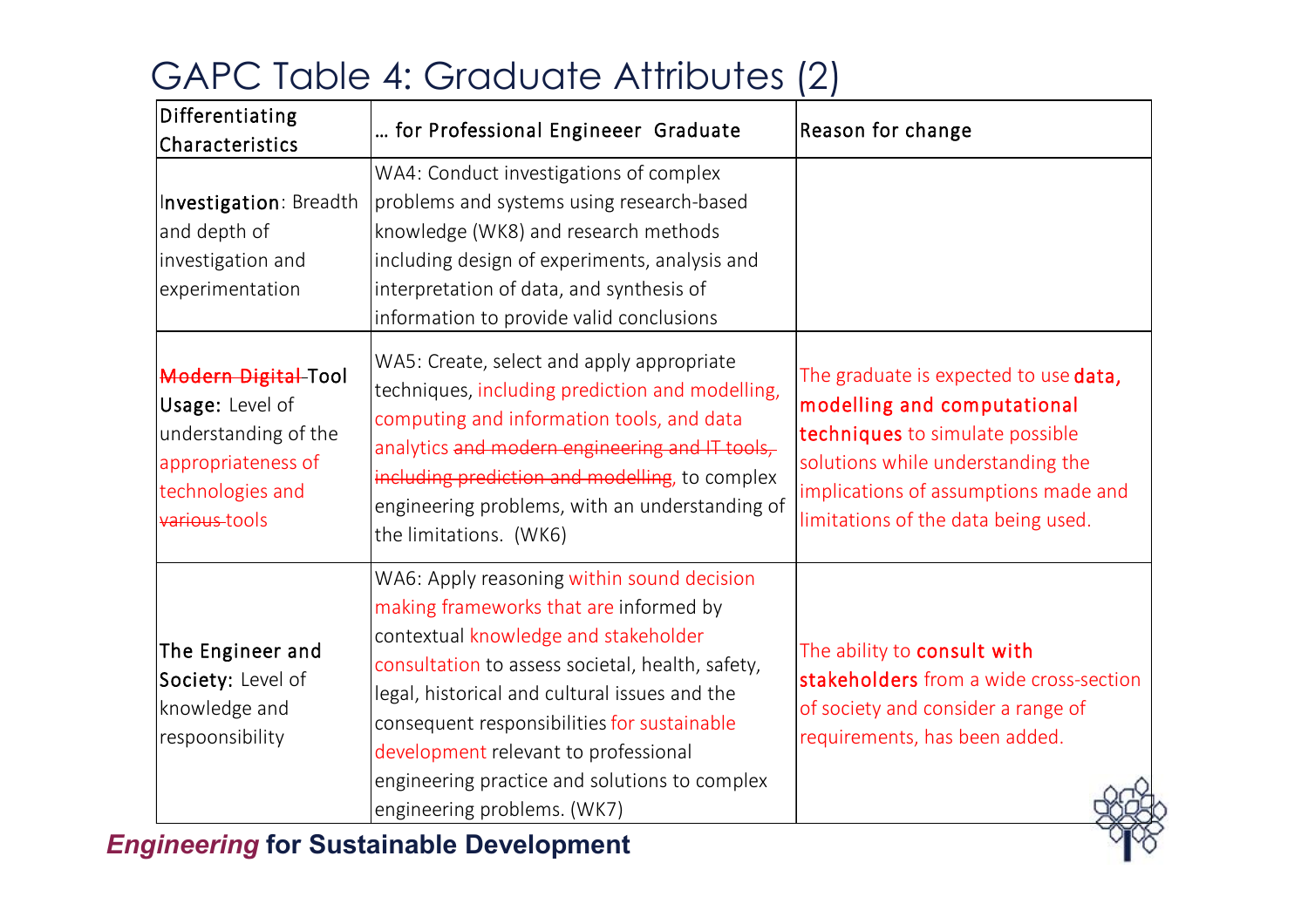# GAPC Table 4: Graduate Attributes (2)

| Differentiating Characteristics | … for Professional Engineeer Graduate | Reason for change |
|---|---|---|
| **Investigation**: Breadth and depth of investigation and experimentation | WA4: Conduct investigations of complex problems and systems using research-based knowledge (WK8) and research methods including design of experiments, analysis and interpretation of data, and synthesis of information to provide valid conclusions | |
| ~~**Modern Digital**~~ **Tool Usage:** Level of understanding of the appropriateness of technologies and ~~various~~ tools | WA5: Create, select and apply appropriate techniques, including prediction and modelling, computing and information tools, and data analytics ~~and modern engineering and IT tools, including prediction and modelling~~, to complex engineering problems, with an understanding of the limitations. (WK6) | The graduate is expected to use **data, modelling and computational techniques** to simulate possible solutions while understanding the implications of assumptions made and limitations of the data being used. |
| **The Engineer and Society:** Level of knowledge and respoonsibility | WA6: Apply reasoning within sound decision making frameworks that are informed by contextual knowledge and stakeholder consultation to assess societal, health, safety, legal, historical and cultural issues and the consequent responsibilities for sustainable development relevant to professional engineering practice and solutions to complex engineering problems. (WK7) | The ability to **consult with stakeholders** from a wide cross-section of society and consider a range of requirements, has been added. |

***Engineering* for Sustainable Development**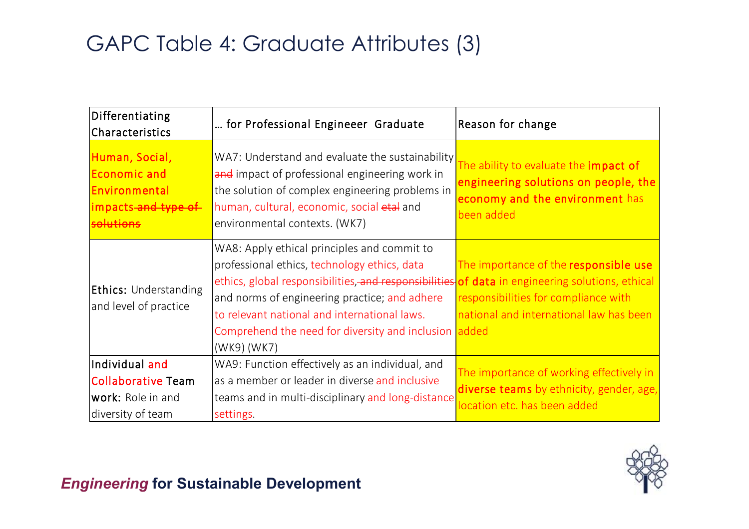# GAPC Table 4: Graduate Attributes (3)

| Differentiating Characteristics | … for Professional Engineeer Graduate | Reason for change |
|---|---|---|
| Human, Social, Economic and Environmental impacts ~~and type of solutions~~ | WA7: Understand and evaluate the sustainability ~~and~~ impact of professional engineering work in the solution of complex engineering problems in human, cultural, economic, social ~~etal~~ and environmental contexts. (WK7) | The ability to evaluate the **impact of engineering solutions on people, the economy and the environment** has been added |
| **Ethics:** Understanding and level of practice | WA8: Apply ethical principles and commit to professional ethics, technology ethics, data ethics, global responsibilities~~, and responsibilities~~ and norms of engineering practice; and adhere to relevant national and international laws. Comprehend the need for diversity and inclusion (WK9) (WK7) | The importance of the **responsible use of data** in engineering solutions, ethical responsibilities for compliance with national and international law has been added |
| **Individual and Collaborative Team work:** Role in and diversity of team | WA9: Function effectively as an individual, and as a member or leader in diverse and inclusive teams and in multi-disciplinary and long-distance settings. | The importance of working effectively in **diverse teams** by ethnicity, gender, age, location etc. has been added |

***Engineering* for Sustainable Development**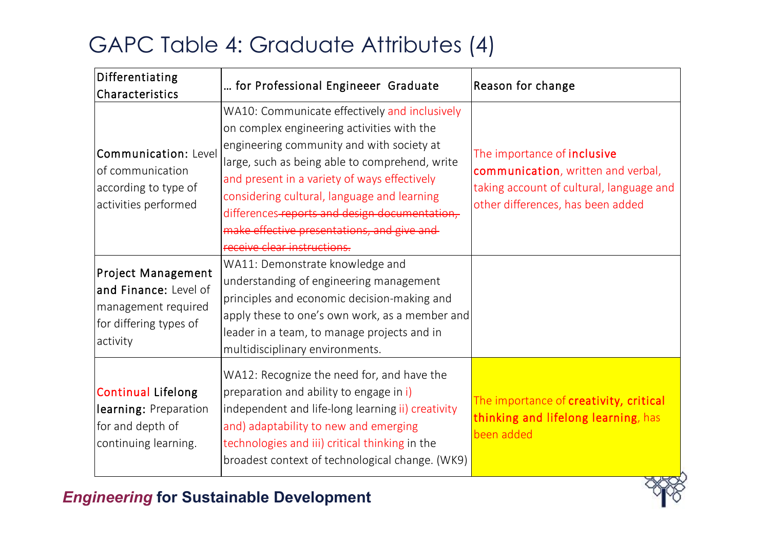# GAPC Table 4: Graduate Attributes (4)

| Differentiating Characteristics | … for Professional Engineeer Graduate | Reason for change |
|---|---|---|
| **Communication:** Level of communication according to type of activities performed | WA10: Communicate effectively and inclusively on complex engineering activities with the engineering community and with society at large, such as being able to comprehend, write and present in a variety of ways effectively considering cultural, language and learning differences ~~reports and design documentation, make effective presentations, and give and receive clear instructions.~~ | The importance of **inclusive communication**, written and verbal, taking account of cultural, language and other differences, has been added |
| **Project Management and Finance:** Level of management required for differing types of activity | WA11: Demonstrate knowledge and understanding of engineering management principles and economic decision-making and apply these to one's own work, as a member and leader in a team, to manage projects and in multidisciplinary environments. | |
| **Continual Lifelong learning:** Preparation for and depth of continuing learning. | WA12: Recognize the need for, and have the preparation and ability to engage in i) independent and life-long learning ii) creativity and) adaptability to new and emerging technologies and iii) critical thinking in the broadest context of technological change. (WK9) | The importance of **creativity, critical thinking and lifelong learning**, has been added |

***Engineering*** **for Sustainable Development**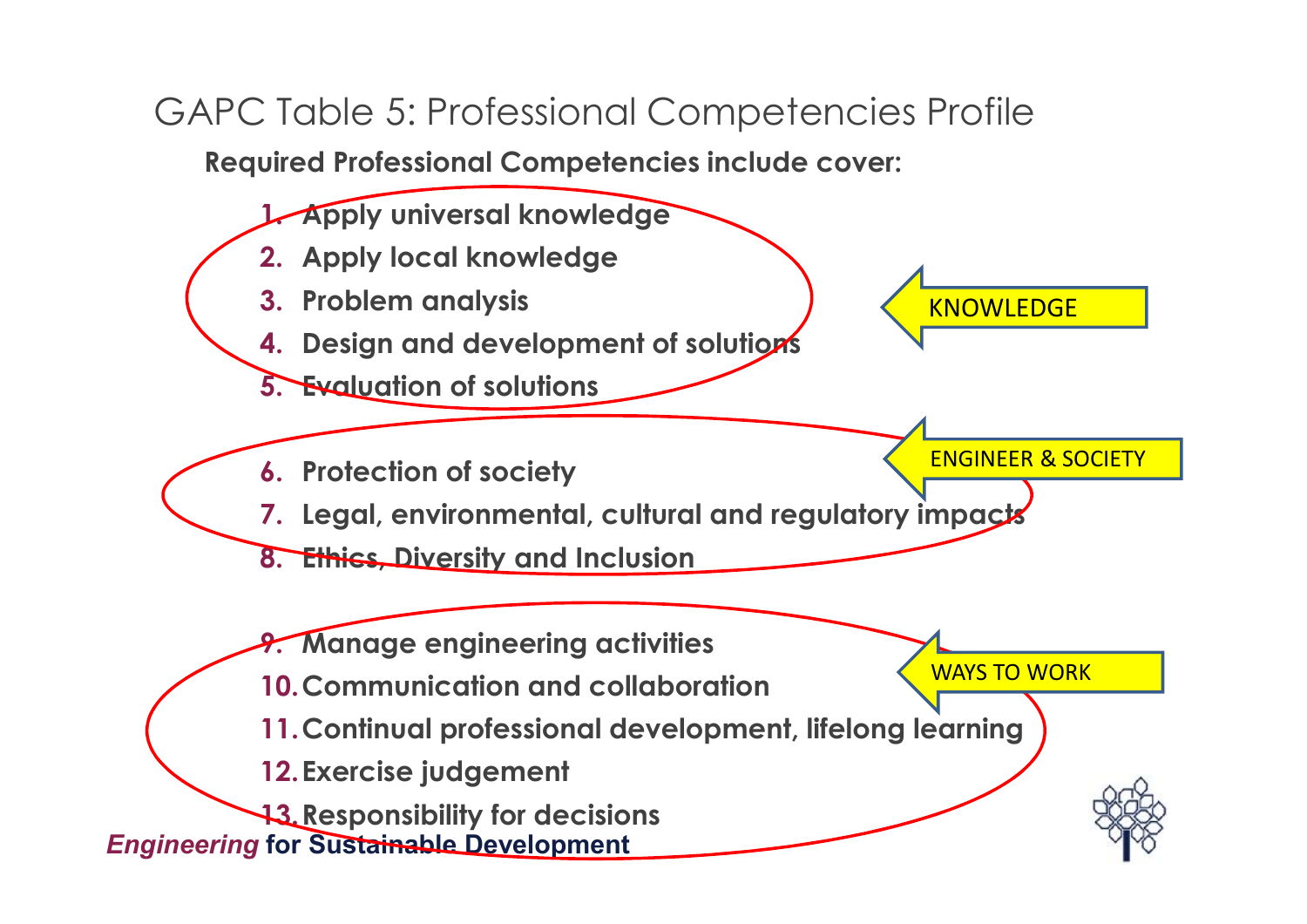# GAPC Table 5: Professional Competencies Profile

**Required Professional Competencies include cover:**

1. **Apply universal knowledge**
2. **Apply local knowledge**
3. **Problem analysis**
4. **Design and development of solutions**
5. **Evaluation of solutions**

KNOWLEDGE

6. **Protection of society**
7. **Legal, environmental, cultural and regulatory impacts**
8. **Ethics, Diversity and Inclusion**

ENGINEER & SOCIETY

9. **Manage engineering activities**
10. **Communication and collaboration**
11. **Continual professional development, lifelong learning**
12. **Exercise judgement**
13. **Responsibility for decisions**

WAYS TO WORK

***Engineering* for Sustainable Development**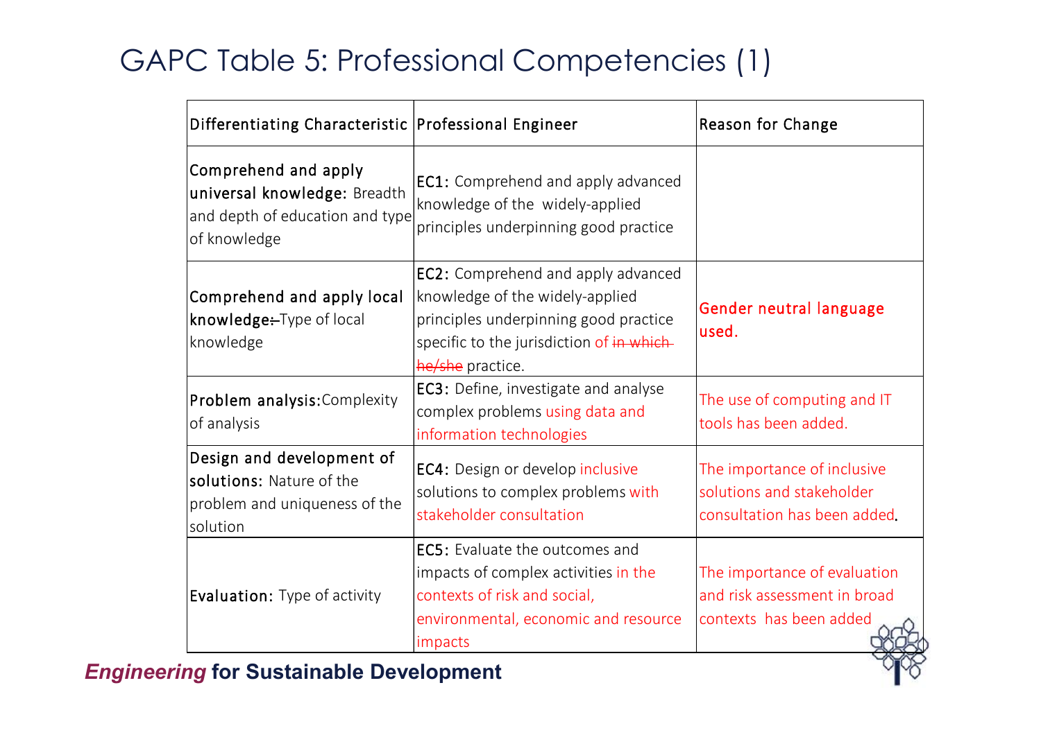# GAPC Table 5: Professional Competencies (1)

| Differentiating Characteristic | Professional Engineer | Reason for Change |
|---|---|---|
| **Comprehend and apply universal knowledge:** Breadth and depth of education and type of knowledge | **EC1:** Comprehend and apply advanced knowledge of the widely-applied principles underpinning good practice | |
| **Comprehend and apply local knowledge:** Type of local knowledge | **EC2:** Comprehend and apply advanced knowledge of the widely-applied principles underpinning good practice specific to the jurisdiction of ~~in which he/she~~ practice. | Gender neutral language used. |
| **Problem analysis:** Complexity of analysis | **EC3:** Define, investigate and analyse complex problems using data and information technologies | The use of computing and IT tools has been added. |
| **Design and development of solutions:** Nature of the problem and uniqueness of the solution | **EC4:** Design or develop inclusive solutions to complex problems with stakeholder consultation | The importance of inclusive solutions and stakeholder consultation has been added. |
| **Evaluation:** Type of activity | **EC5:** Evaluate the outcomes and impacts of complex activities in the contexts of risk and social, environmental, economic and resource impacts | The importance of evaluation and risk assessment in broad contexts has been added |

***Engineering* for Sustainable Development**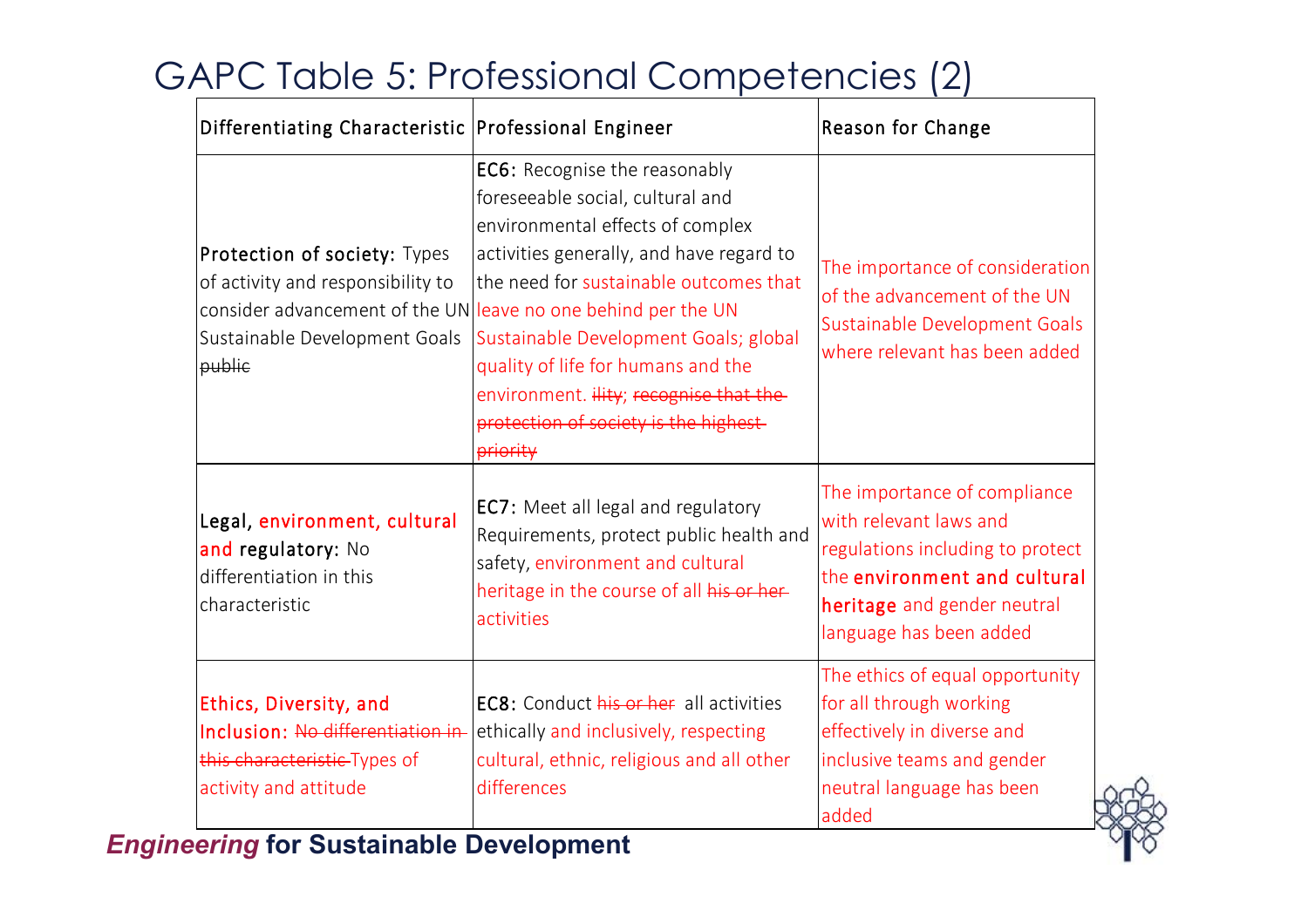# GAPC Table 5: Professional Competencies (2)

| Differentiating Characteristic | Professional Engineer | Reason for Change |
|---|---|---|
| **Protection of society:** Types of activity and responsibility to consider advancement of the UN Sustainable Development Goals ~~public~~ | **EC6:** Recognise the reasonably foreseeable social, cultural and environmental effects of complex activities generally, and have regard to the need for sustainable outcomes that leave no one behind per the UN Sustainable Development Goals; global quality of life for humans and the environment. ~~ility; recognise that the protection of society is the highest priority~~ | The importance of consideration of the advancement of the UN Sustainable Development Goals where relevant has been added |
| **Legal, environment, cultural and regulatory:** No differentiation in this characteristic | **EC7:** Meet all legal and regulatory Requirements, protect public health and safety, environment and cultural heritage in the course of all ~~his or her~~ activities | The importance of compliance with relevant laws and regulations including to protect the **environment and cultural heritage** and gender neutral language has been added |
| **Ethics, Diversity, and Inclusion:** ~~No differentiation in this characteristic~~ Types of activity and attitude | **EC8:** Conduct ~~his or her~~ all activities ethically and inclusively, respecting cultural, ethnic, religious and all other differences | The ethics of equal opportunity for all through working effectively in diverse and inclusive teams and gender neutral language has been added |

*Engineering* **for Sustainable Development**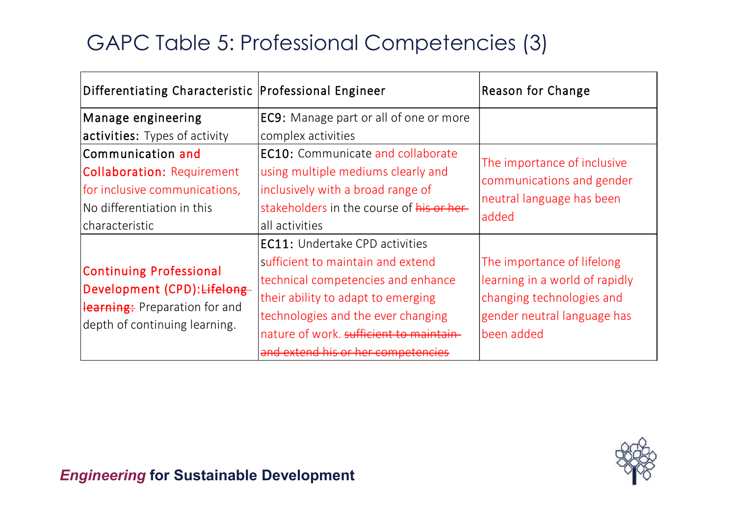# GAPC Table 5: Professional Competencies (3)

| Differentiating Characteristic | Professional Engineer | Reason for Change |
|---|---|---|
| **Manage engineering activities:** Types of activity | **EC9:** Manage part or all of one or more complex activities | |
| **Communication and Collaboration:** Requirement for inclusive communications, No differentiation in this characteristic | **EC10:** Communicate and collaborate using multiple mediums clearly and inclusively with a broad range of stakeholders in the course of ~~his or her~~ all activities | The importance of inclusive communications and gender neutral language has been added |
| **Continuing Professional Development (CPD):** ~~**Lifelong learning:**~~ Preparation for and depth of continuing learning. | **EC11:** Undertake CPD activities sufficient to maintain and extend technical competencies and enhance their ability to adapt to emerging technologies and the ever changing nature of work. ~~sufficient to maintain and extend his or her competencies~~ | The importance of lifelong learning in a world of rapidly changing technologies and gender neutral language has been added |

***Engineering*** **for Sustainable Development**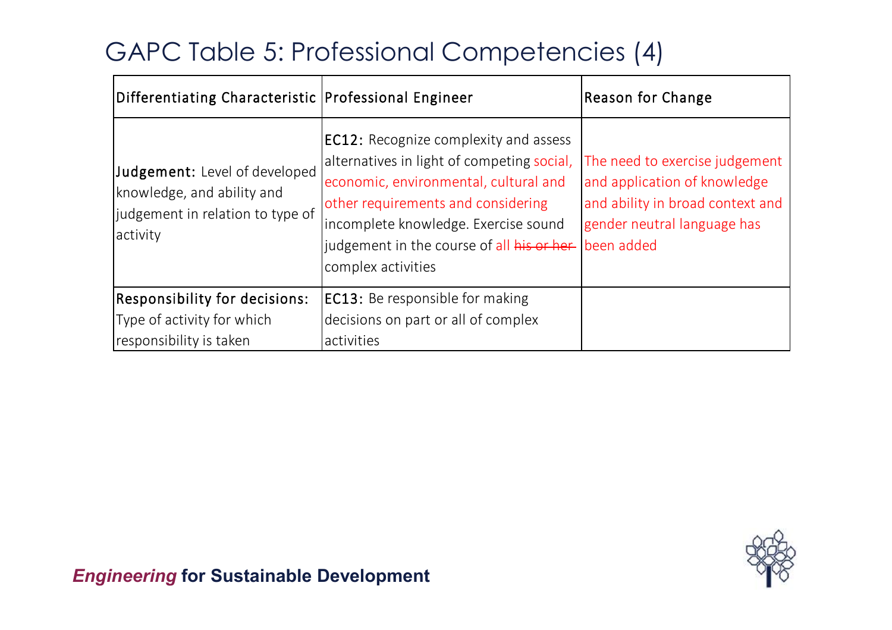# GAPC Table 5: Professional Competencies (4)

| Differentiating Characteristic | Professional Engineer | Reason for Change |
|---|---|---|
| **Judgement:** Level of developed knowledge, and ability and judgement in relation to type of activity | **EC12:** Recognize complexity and assess alternatives in light of competing social, economic, environmental, cultural and other requirements and considering incomplete knowledge. Exercise sound judgement in the course of all ~~his or her~~ complex activities | The need to exercise judgement and application of knowledge and ability in broad context and gender neutral language has been added |
| **Responsibility for decisions:** Type of activity for which responsibility is taken | **EC13:** Be responsible for making decisions on part or all of complex activities | |

***Engineering* for Sustainable Development**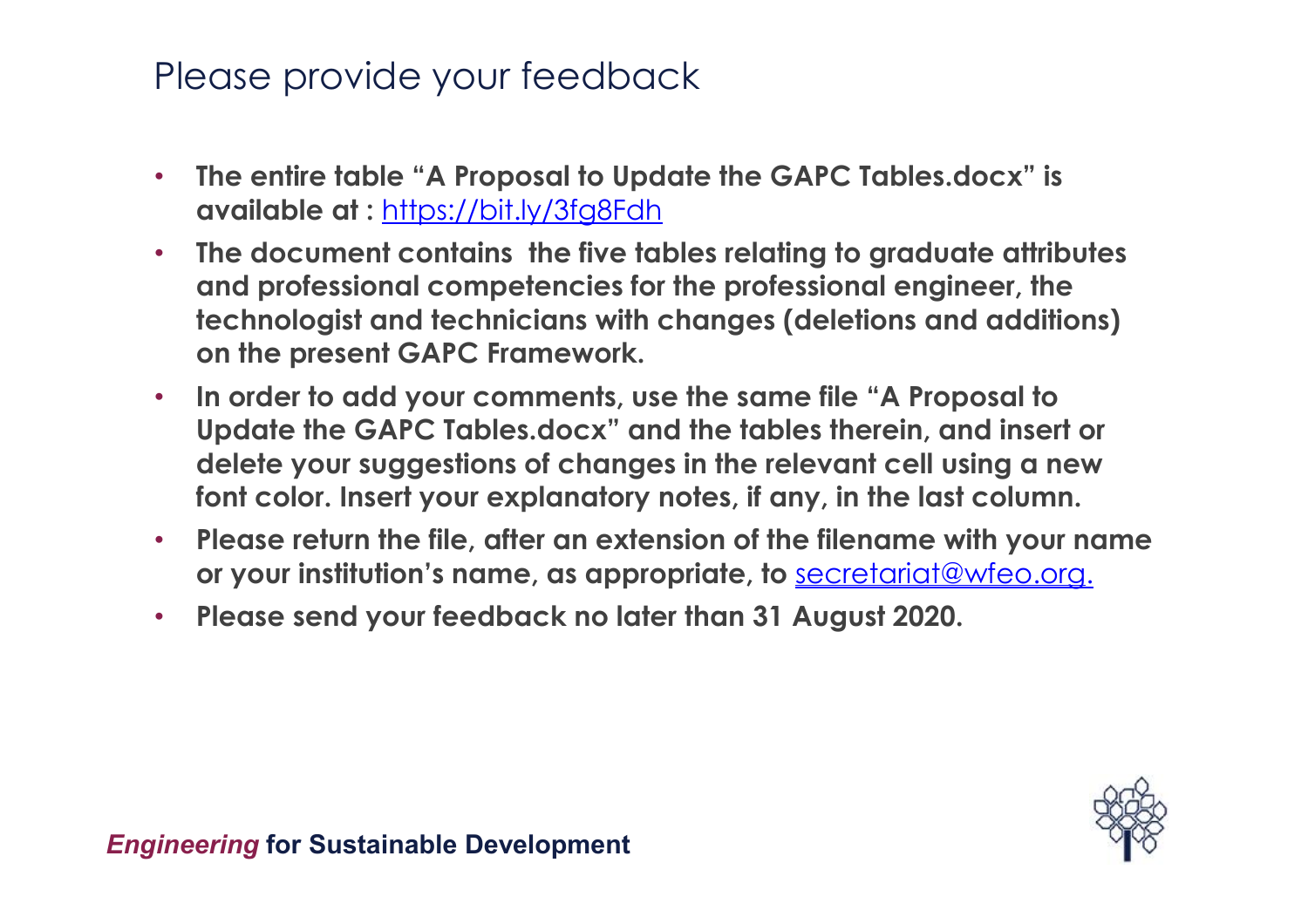# Please provide your feedback

- **The entire table "A Proposal to Update the GAPC Tables.docx" is available at :** https://bit.ly/3fg8Fdh
- **The document contains the five tables relating to graduate attributes and professional competencies for the professional engineer, the technologist and technicians with changes (deletions and additions) on the present GAPC Framework.**
- **In order to add your comments, use the same file "A Proposal to Update the GAPC Tables.docx" and the tables therein, and insert or delete your suggestions of changes in the relevant cell using a new font color. Insert your explanatory notes, if any, in the last column.**
- **Please return the file, after an extension of the filename with your name or your institution's name, as appropriate, to** secretariat@wfeo.org.
- **Please send your feedback no later than 31 August 2020.**

***Engineering*** **for Sustainable Development**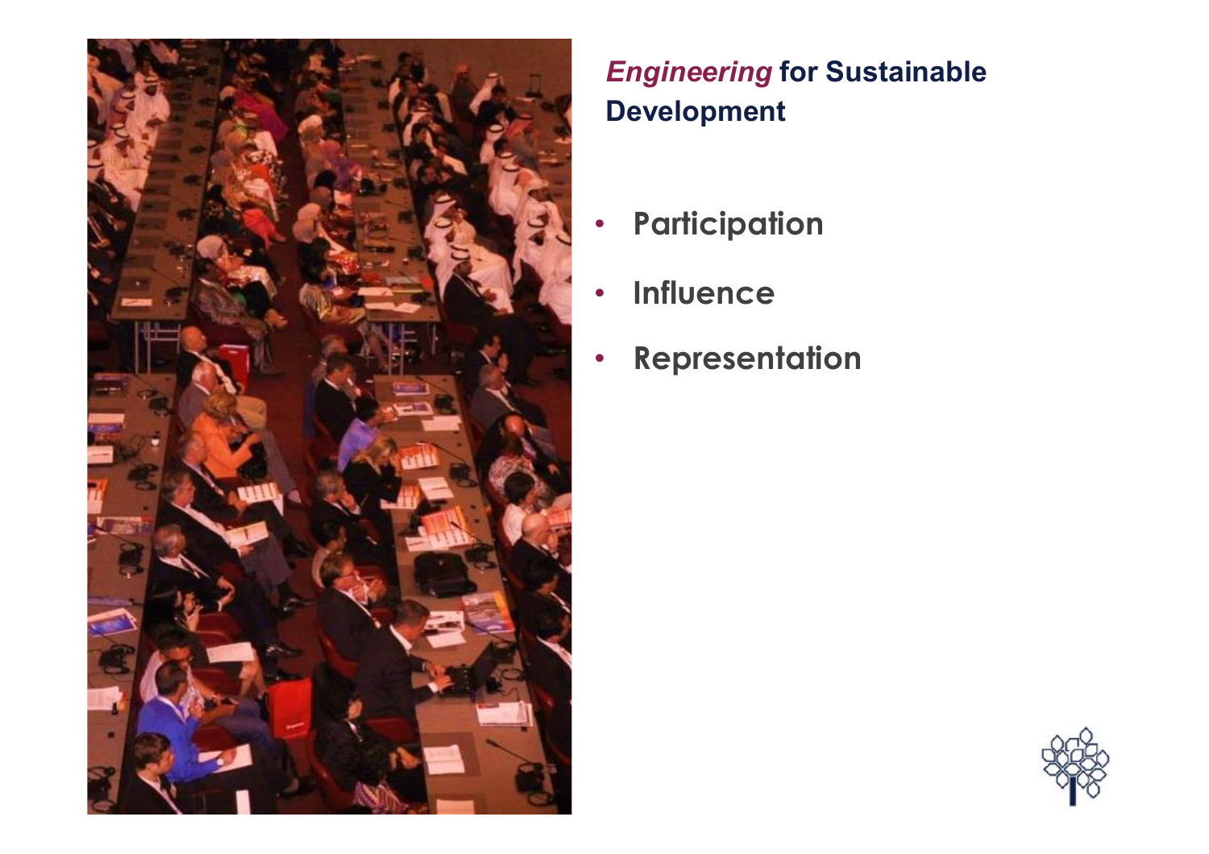## *Engineering* for Sustainable Development

- Participation
- Influence
- Representation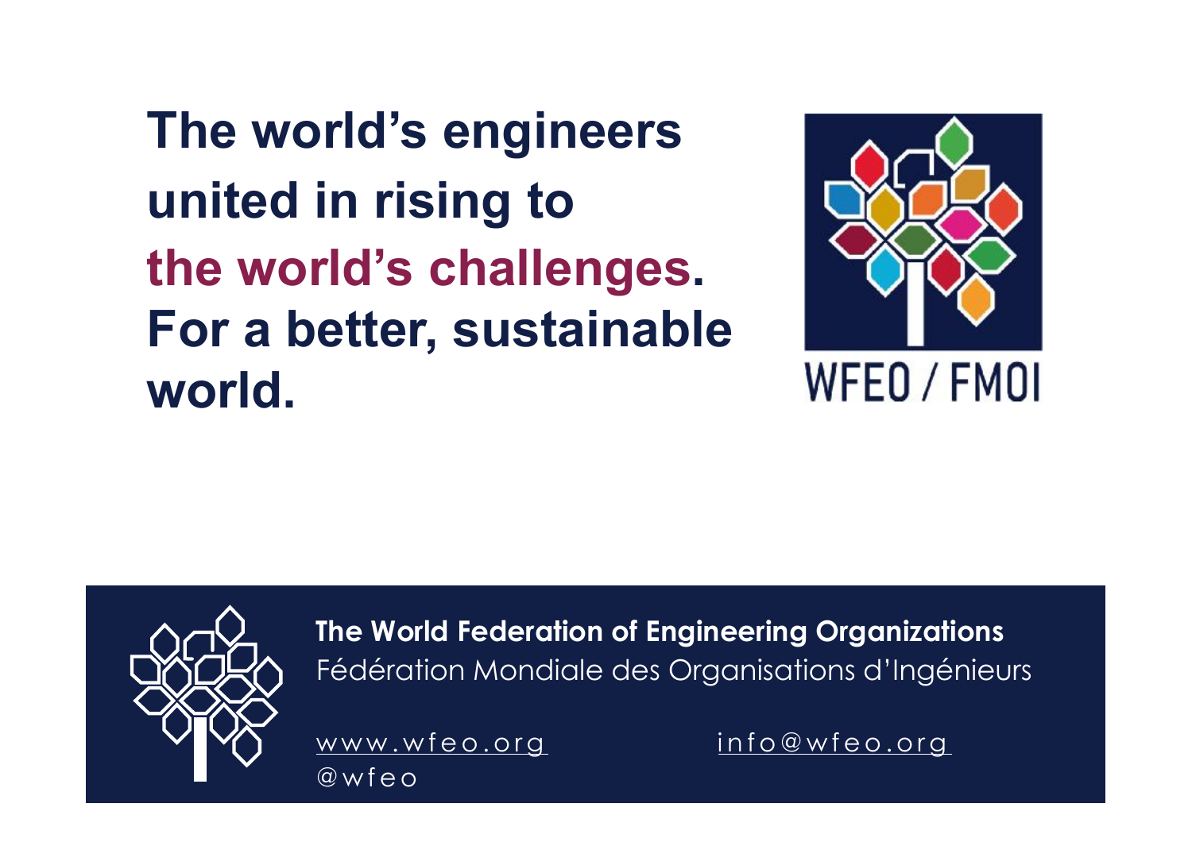**The world's engineers united in rising to the world's challenges. For a better, sustainable world.**

WFEO / FMOI

**The World Federation of Engineering Organizations**

Fédération Mondiale des Organisations d'Ingénieurs

www.wfeo.org

info@wfeo.org

@wfeo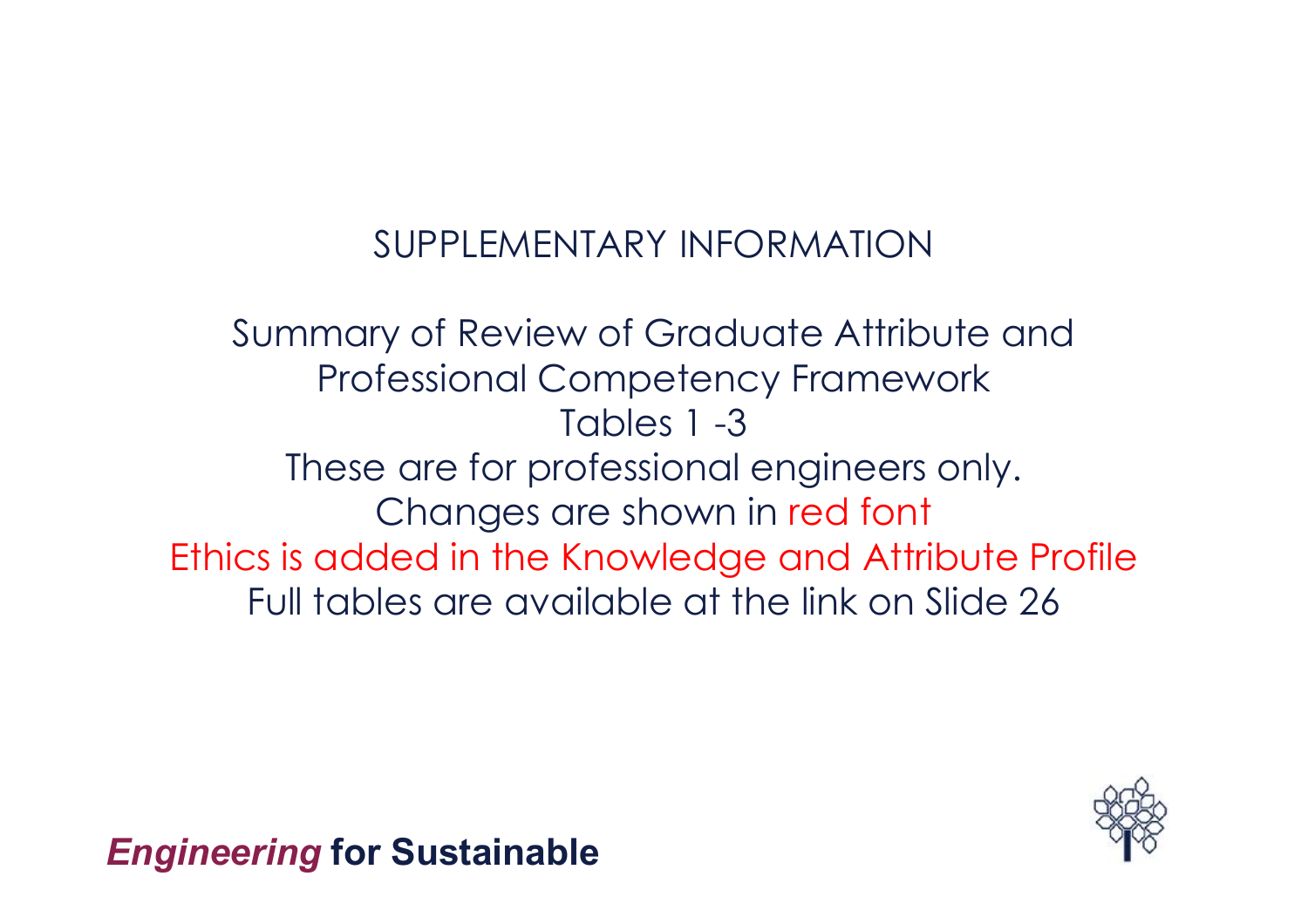# SUPPLEMENTARY INFORMATION

Summary of Review of Graduate Attribute and Professional Competency Framework

Tables 1 -3

These are for professional engineers only.

Changes are shown in red font

Ethics is added in the Knowledge and Attribute Profile

Full tables are available at the link on Slide 26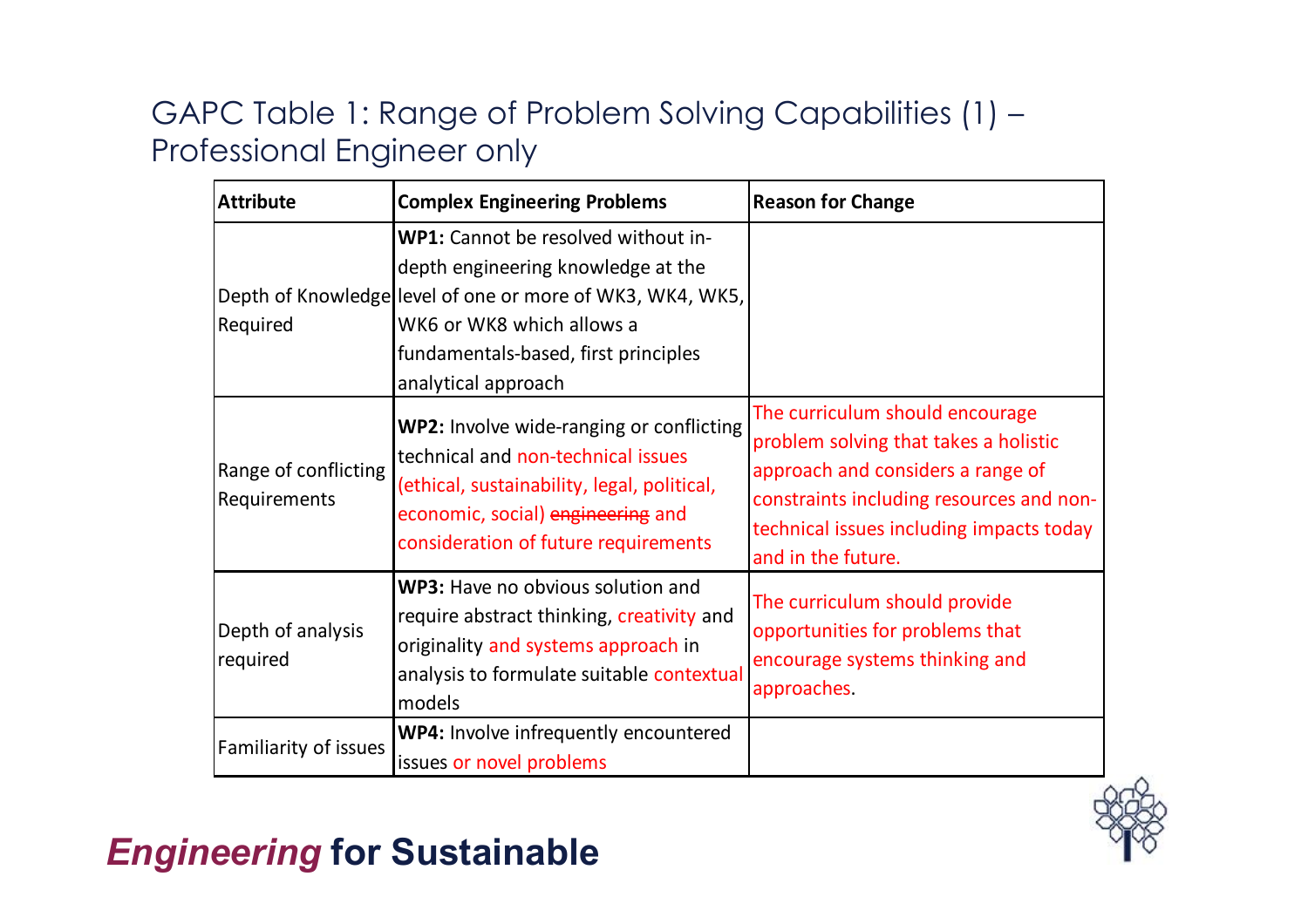## GAPC Table 1: Range of Problem Solving Capabilities (1) – Professional Engineer only

| Attribute | Complex Engineering Problems | Reason for Change |
|---|---|---|
| Depth of Knowledge Required | **WP1:** Cannot be resolved without in-depth engineering knowledge at the level of one or more of WK3, WK4, WK5, WK6 or WK8 which allows a fundamentals-based, first principles analytical approach | |
| Range of conflicting Requirements | **WP2:** Involve wide-ranging or conflicting technical and non-technical issues (ethical, sustainability, legal, political, economic, social) ~~engineering~~ and consideration of future requirements | The curriculum should encourage problem solving that takes a holistic approach and considers a range of constraints including resources and non-technical issues including impacts today and in the future. |
| Depth of analysis required | **WP3:** Have no obvious solution and require abstract thinking, creativity and originality and systems approach in analysis to formulate suitable contextual models | The curriculum should provide opportunities for problems that encourage systems thinking and approaches. |
| Familiarity of issues | **WP4:** Involve infrequently encountered issues or novel problems | |

***Engineering* for Sustainable**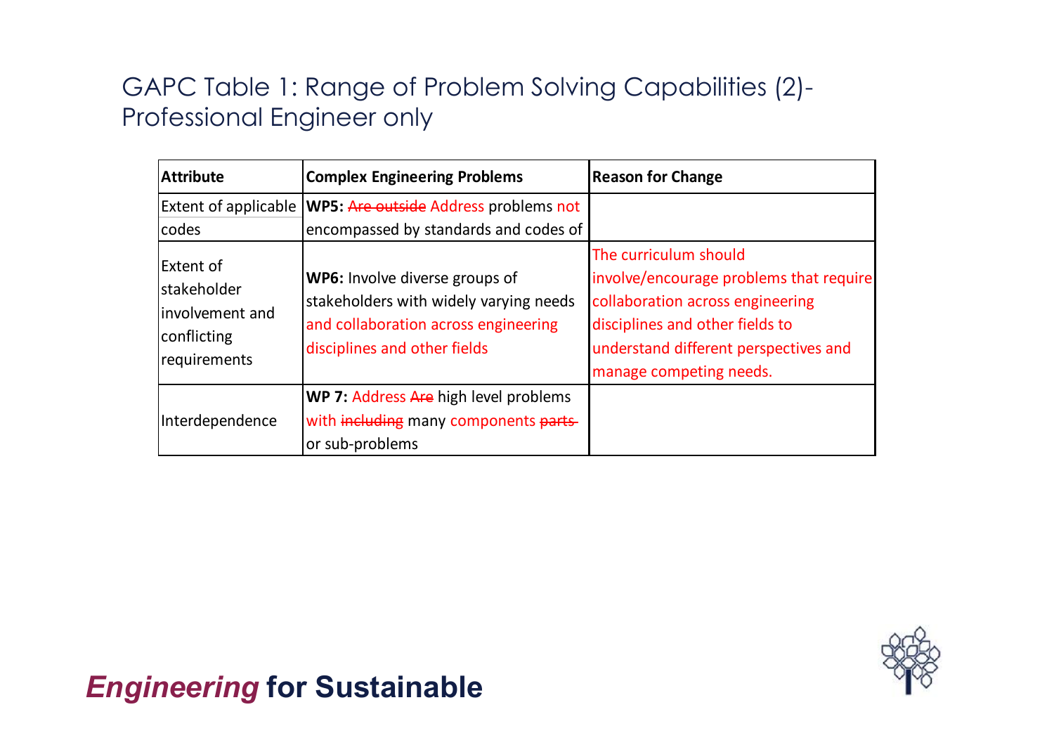# GAPC Table 1: Range of Problem Solving Capabilities (2)- Professional Engineer only

| Attribute | Complex Engineering Problems | Reason for Change |
|---|---|---|
| Extent of applicable codes | **WP5:** ~~Are outside~~ Address problems not encompassed by standards and codes of | |
| Extent of stakeholder involvement and conflicting requirements | **WP6:** Involve diverse groups of stakeholders with widely varying needs and collaboration across engineering disciplines and other fields | The curriculum should involve/encourage problems that require collaboration across engineering disciplines and other fields to understand different perspectives and manage competing needs. |
| Interdependence | **WP 7:** Address ~~Are~~ high level problems with ~~including~~ many components ~~parts~~ or sub-problems | |

***Engineering* for Sustainable**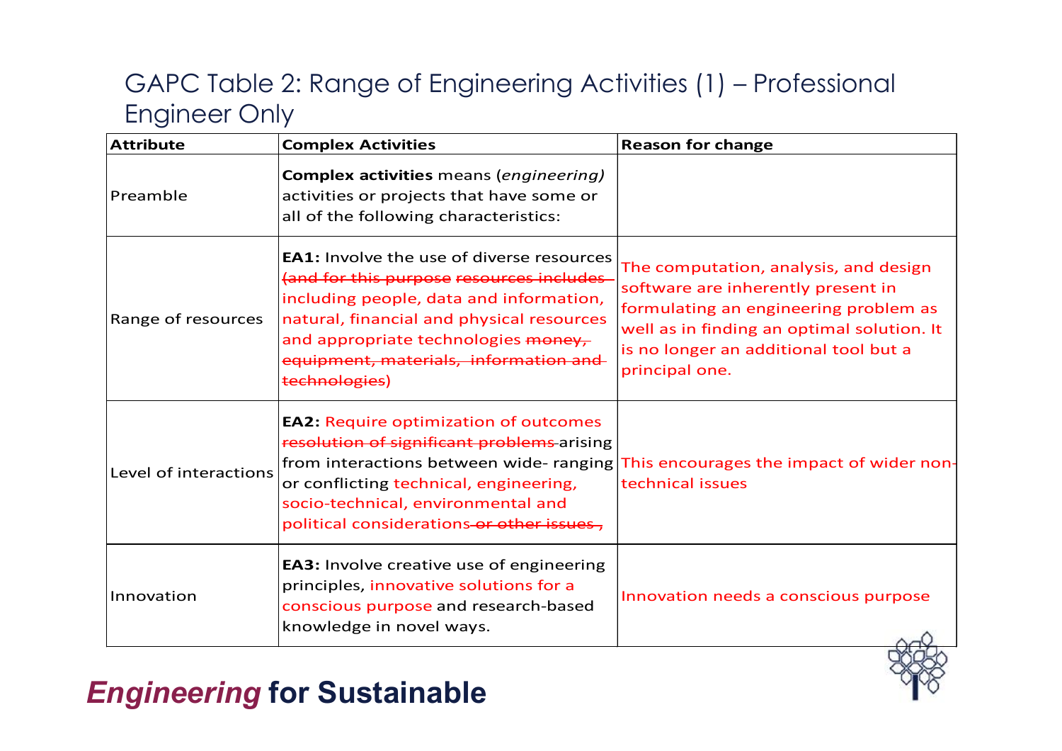# GAPC Table 2: Range of Engineering Activities (1) – Professional Engineer Only

| Attribute | Complex Activities | Reason for change |
|---|---|---|
| Preamble | **Complex activities** means (*engineering)* activities or projects that have some or all of the following characteristics: | |
| Range of resources | **EA1:** Involve the use of diverse resources ~~(and for this purpose~~ ~~resources includes~~ including people, data and information, natural, financial and physical resources and appropriate technologies ~~money, equipment, materials, information and technologies~~) | The computation, analysis, and design software are inherently present in formulating an engineering problem as well as in finding an optimal solution. It is no longer an additional tool but a principal one. |
| Level of interactions | **EA2:** Require optimization of outcomes ~~resolution of significant problems~~ arising from interactions between wide- ranging or conflicting technical, engineering, socio-technical, environmental and political considerations ~~or other issues~~, | This encourages the impact of wider non-technical issues |
| Innovation | **EA3:** Involve creative use of engineering principles, innovative solutions for a conscious purpose and research-based knowledge in novel ways. | Innovation needs a conscious purpose |

*Engineering* **for Sustainable**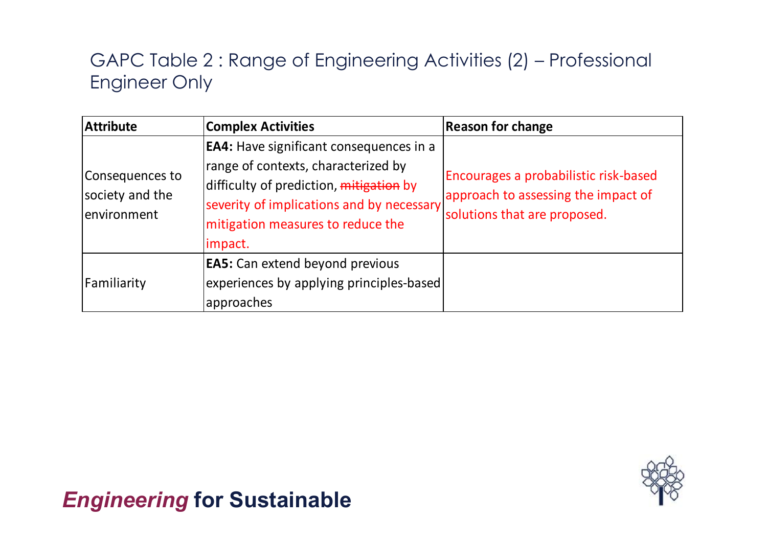# GAPC Table 2 : Range of Engineering Activities (2) – Professional Engineer Only

| Attribute | Complex Activities | Reason for change |
|---|---|---|
| Consequences to society and the environment | **EA4:** Have significant consequences in a range of contexts, characterized by difficulty of prediction, ~~mitigation~~ by severity of implications and by necessary mitigation measures to reduce the impact. | Encourages a probabilistic risk-based approach to assessing the impact of solutions that are proposed. |
| Familiarity | **EA5:** Can extend beyond previous experiences by applying principles-based approaches | |

***Engineering*** **for Sustainable**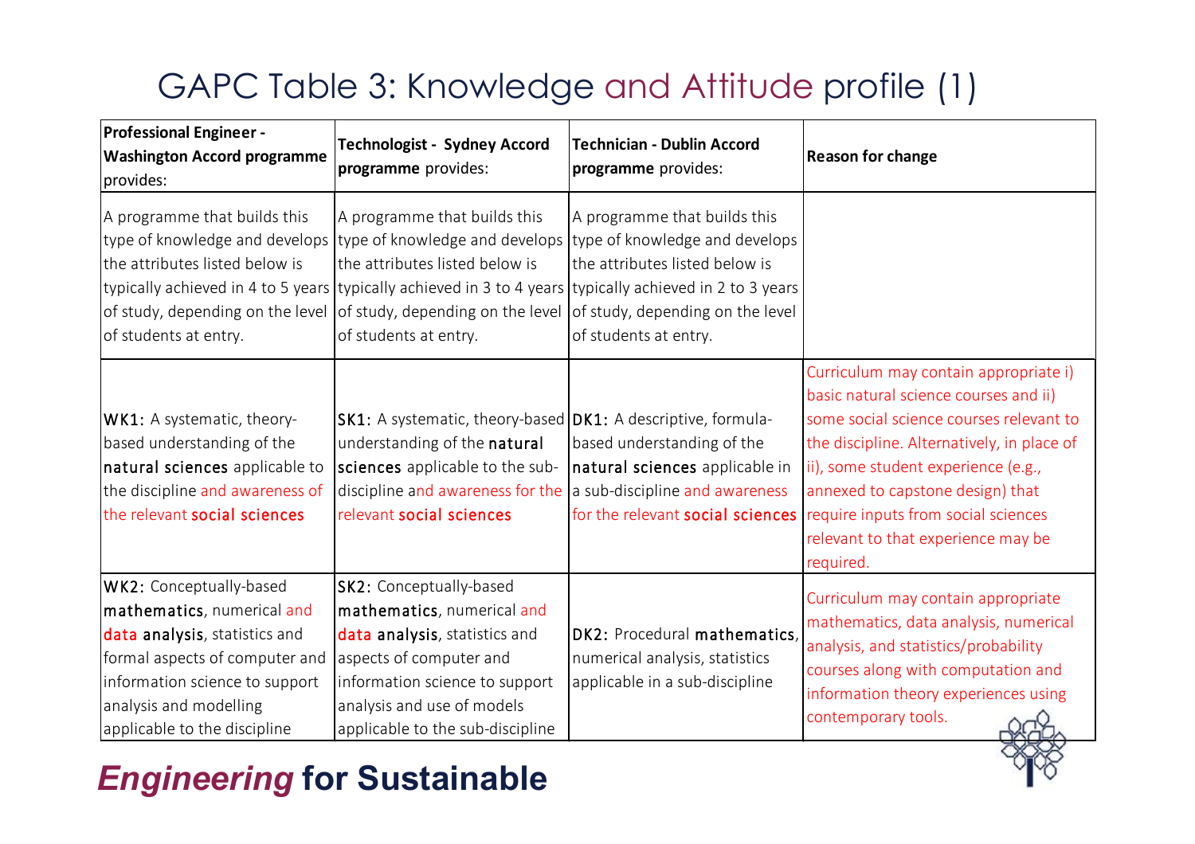# GAPC Table 3: Knowledge and Attitude profile (1)

| **Professional Engineer - Washington Accord programme** provides: | **Technologist - Sydney Accord programme** provides: | **Technician - Dublin Accord programme** provides: | **Reason for change** |
|---|---|---|---|
| A programme that builds this type of knowledge and develops the attributes listed below is typically achieved in 4 to 5 years of study, depending on the level of students at entry. | A programme that builds this type of knowledge and develops the attributes listed below is typically achieved in 3 to 4 years of study, depending on the level of students at entry. | A programme that builds this type of knowledge and develops the attributes listed below is typically achieved in 2 to 3 years of study, depending on the level of students at entry. | |
| **WK1:** A systematic, theory-based understanding of the **natural sciences** applicable to the discipline and awareness of the relevant **social sciences** | **SK1:** A systematic, theory-based understanding of the **natural sciences** applicable to the sub-discipline and awareness for the relevant **social sciences** | **DK1:** A descriptive, formula-based understanding of the **natural sciences** applicable in a sub-discipline and awareness for the relevant **social sciences** | Curriculum may contain appropriate i) basic natural science courses and ii) some social science courses relevant to the discipline. Alternatively, in place of ii), some student experience (e.g., annexed to capstone design) that require inputs from social sciences relevant to that experience may be required. |
| **WK2:** Conceptually-based **mathematics**, numerical and data **analysis**, statistics and formal aspects of computer and information science to support analysis and modelling applicable to the discipline | **SK2:** Conceptually-based **mathematics**, numerical and data **analysis**, statistics and aspects of computer and information science to support analysis and use of models applicable to the sub-discipline | **DK2:** Procedural **mathematics**, numerical analysis, statistics applicable in a sub-discipline | Curriculum may contain appropriate mathematics, data analysis, numerical analysis, and statistics/probability courses along with computation and information theory experiences using contemporary tools. |

***Engineering* for Sustainable**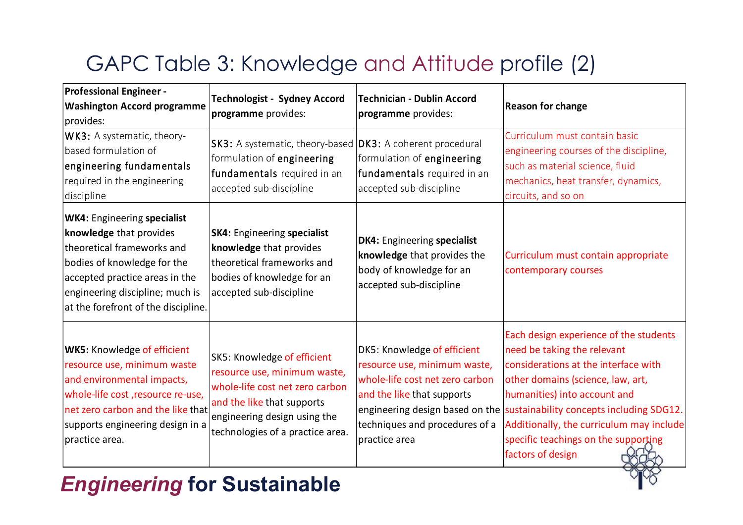# GAPC Table 3: Knowledge and Attitude profile (2)

| **Professional Engineer - Washington Accord programme** provides: | **Technologist - Sydney Accord programme** provides: | **Technician - Dublin Accord programme** provides: | **Reason for change** |
|---|---|---|---|
| WK3: A systematic, theory-based formulation of engineering fundamentals required in the engineering discipline | SK3: A systematic, theory-based formulation of engineering fundamentals required in an accepted sub-discipline | DK3: A coherent procedural formulation of engineering fundamentals required in an accepted sub-discipline | Curriculum must contain basic engineering courses of the discipline, such as material science, fluid mechanics, heat transfer, dynamics, circuits, and so on |
| **WK4:** Engineering **specialist knowledge** that provides theoretical frameworks and bodies of knowledge for the accepted practice areas in the engineering discipline; much is at the forefront of the discipline. | **SK4:** Engineering **specialist knowledge** that provides theoretical frameworks and bodies of knowledge for an accepted sub-discipline | **DK4:** Engineering **specialist knowledge** that provides the body of knowledge for an accepted sub-discipline | Curriculum must contain appropriate contemporary courses |
| **WK5:** Knowledge of efficient resource use, minimum waste and environmental impacts, whole-life cost ,resource re-use, net zero carbon and the like that supports engineering design in a practice area. | SK5: Knowledge of efficient resource use, minimum waste, whole-life cost net zero carbon and the like that supports engineering design using the technologies of a practice area. | DK5: Knowledge of efficient resource use, minimum waste, whole-life cost net zero carbon and the like that supports engineering design based on the techniques and procedures of a practice area | Each design experience of the students need be taking the relevant considerations at the interface with other domains (science, law, art, humanities) into account and sustainability concepts including SDG12. Additionally, the curriculum may include specific teachings on the supporting factors of design |

***Engineering*** **for Sustainable**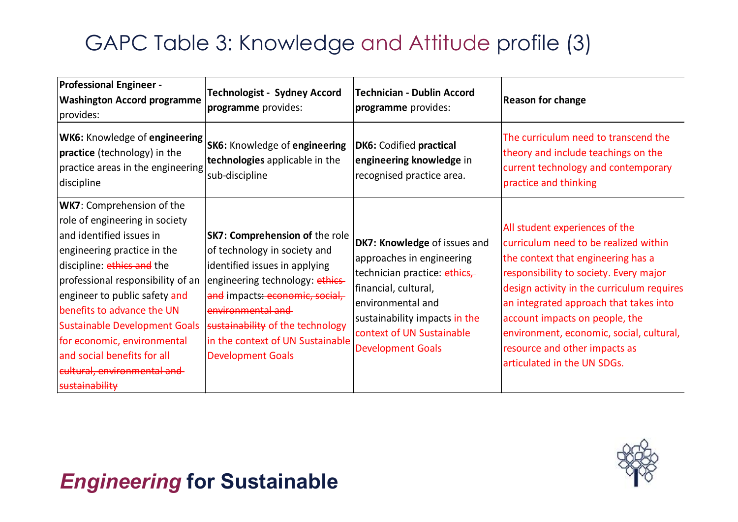# GAPC Table 3: Knowledge and Attitude profile (3)

| **Professional Engineer - Washington Accord programme** provides: | **Technologist - Sydney Accord programme** provides: | **Technician - Dublin Accord programme** provides: | **Reason for change** |
|---|---|---|---|
| **WK6:** Knowledge of **engineering practice** (technology) in the practice areas in the engineering discipline | **SK6:** Knowledge of **engineering technologies** applicable in the sub-discipline | **DK6:** Codified **practical engineering knowledge** in recognised practice area. | The curriculum need to transcend the theory and include teachings on the current technology and contemporary practice and thinking |
| **WK7**: Comprehension of the role of engineering in society and identified issues in engineering practice in the discipline: ~~ethics and~~ the professional responsibility of an engineer to public safety and benefits to advance the UN Sustainable Development Goals for economic, environmental and social benefits for all ~~cultural, environmental and sustainability~~ | **SK7: Comprehension of** the role of technology in society and identified issues in applying engineering technology: ~~ethics and~~ impacts~~: economic, social, environmental and sustainability~~ of the technology in the context of UN Sustainable Development Goals | **DK7: Knowledge** of issues and approaches in engineering technician practice: ~~ethics,~~ financial, cultural, environmental and sustainability impacts in the context of UN Sustainable Development Goals | All student experiences of the curriculum need to be realized within the context that engineering has a responsibility to society. Every major design activity in the curriculum requires an integrated approach that takes into account impacts on people, the environment, economic, social, cultural, resource and other impacts as articulated in the UN SDGs. |

***Engineering* for Sustainable**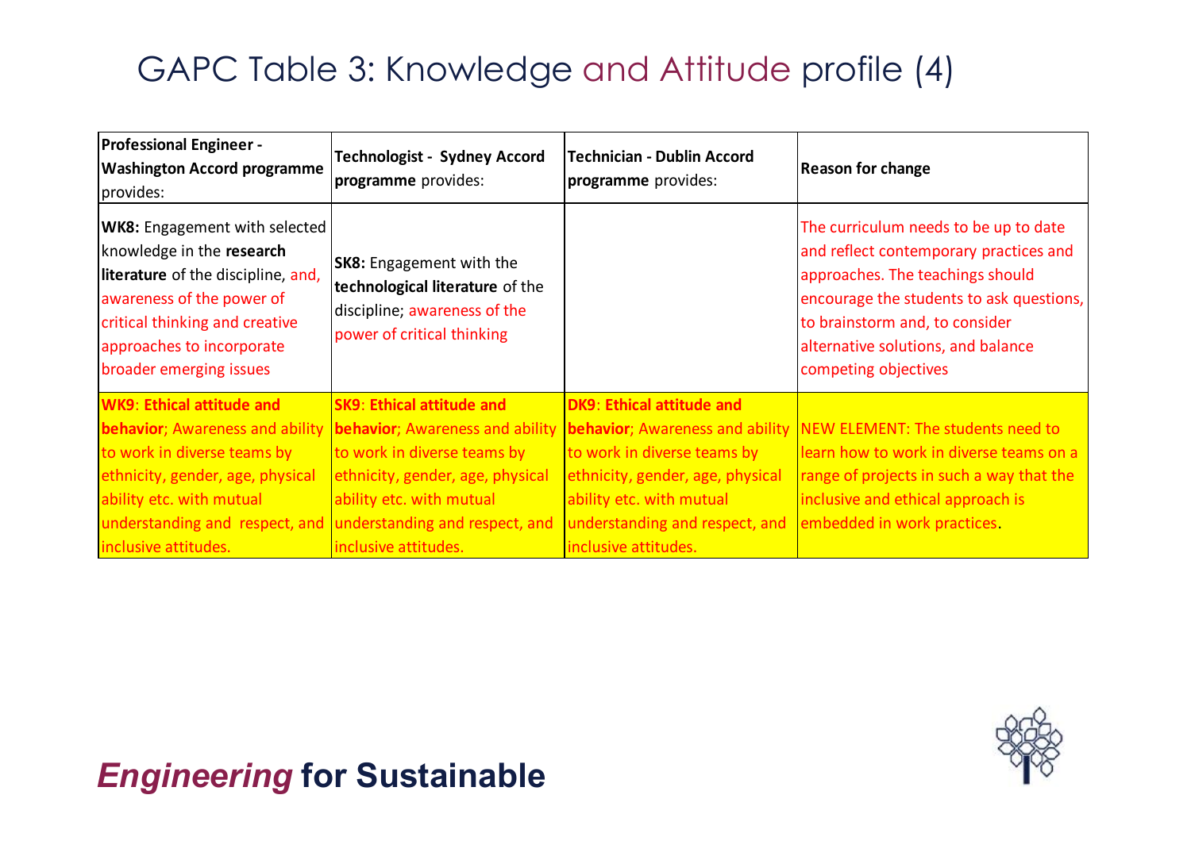# GAPC Table 3: Knowledge and Attitude profile (4)

| **Professional Engineer - Washington Accord programme** provides: | **Technologist - Sydney Accord programme** provides: | **Technician - Dublin Accord programme** provides: | **Reason for change** |
| --- | --- | --- | --- |
| **WK8:** Engagement with selected knowledge in the **research literature** of the discipline, and, awareness of the power of critical thinking and creative approaches to incorporate broader emerging issues | **SK8:** Engagement with the **technological literature** of the discipline; awareness of the power of critical thinking | | The curriculum needs to be up to date and reflect contemporary practices and approaches. The teachings should encourage the students to ask questions, to brainstorm and, to consider alternative solutions, and balance competing objectives |
| **WK9**: **Ethical attitude and behavior**; Awareness and ability to work in diverse teams by ethnicity, gender, age, physical ability etc. with mutual understanding and respect, and inclusive attitudes. | **SK9**: **Ethical attitude and behavior**; Awareness and ability to work in diverse teams by ethnicity, gender, age, physical ability etc. with mutual understanding and respect, and inclusive attitudes. | **DK9**: **Ethical attitude and behavior**; Awareness and ability to work in diverse teams by ethnicity, gender, age, physical ability etc. with mutual understanding and respect, and inclusive attitudes. | NEW ELEMENT: The students need to learn how to work in diverse teams on a range of projects in such a way that the inclusive and ethical approach is embedded in work practices. |

*Engineering* **for Sustainable**